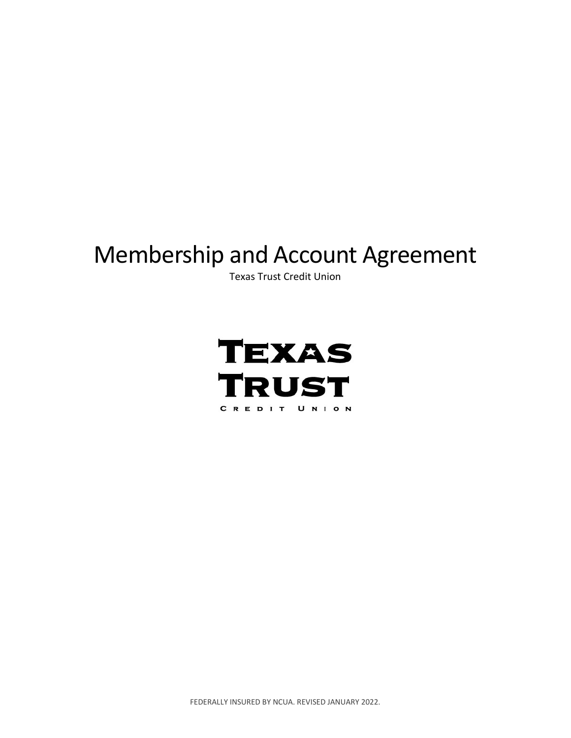# Membership and Account Agreement

Texas Trust Credit Union

TEXAS TRUST

CREDIT UNION

FEDERALLY INSURED BY NCUA. REVISED JANUARY 2022.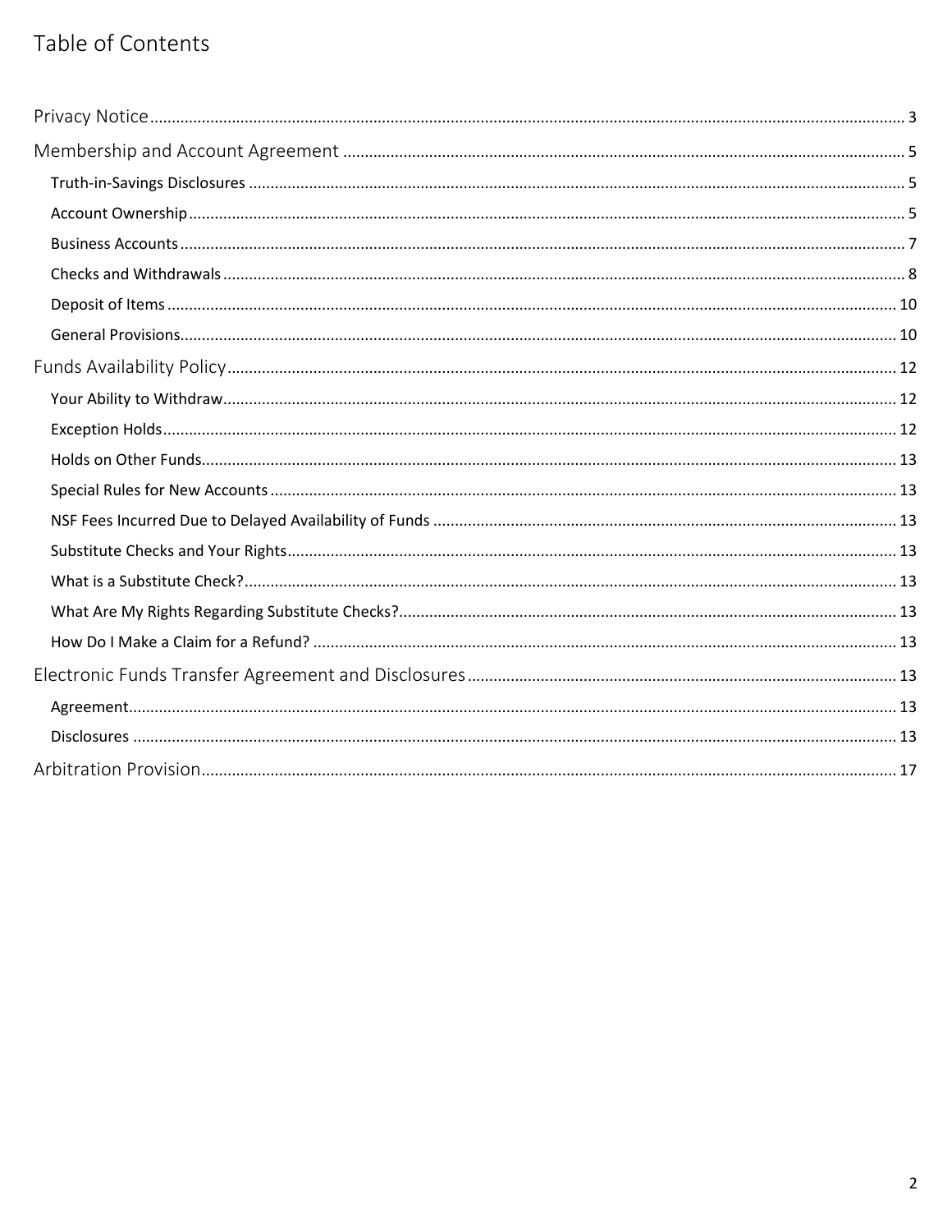# Table of Contents

- Privacy Notice ........ 3
- Membership and Account Agreement ........ 5
  - Truth-in-Savings Disclosures ........ 5
  - Account Ownership ........ 5
  - Business Accounts ........ 7
  - Checks and Withdrawals ........ 8
  - Deposit of Items ........ 10
  - General Provisions ........ 10
- Funds Availability Policy ........ 12
  - Your Ability to Withdraw ........ 12
  - Exception Holds ........ 12
  - Holds on Other Funds ........ 13
  - Special Rules for New Accounts ........ 13
  - NSF Fees Incurred Due to Delayed Availability of Funds ........ 13
  - Substitute Checks and Your Rights ........ 13
  - What is a Substitute Check? ........ 13
  - What Are My Rights Regarding Substitute Checks? ........ 13
  - How Do I Make a Claim for a Refund? ........ 13
- Electronic Funds Transfer Agreement and Disclosures ........ 13
  - Agreement ........ 13
  - Disclosures ........ 13
- Arbitration Provision ........ 17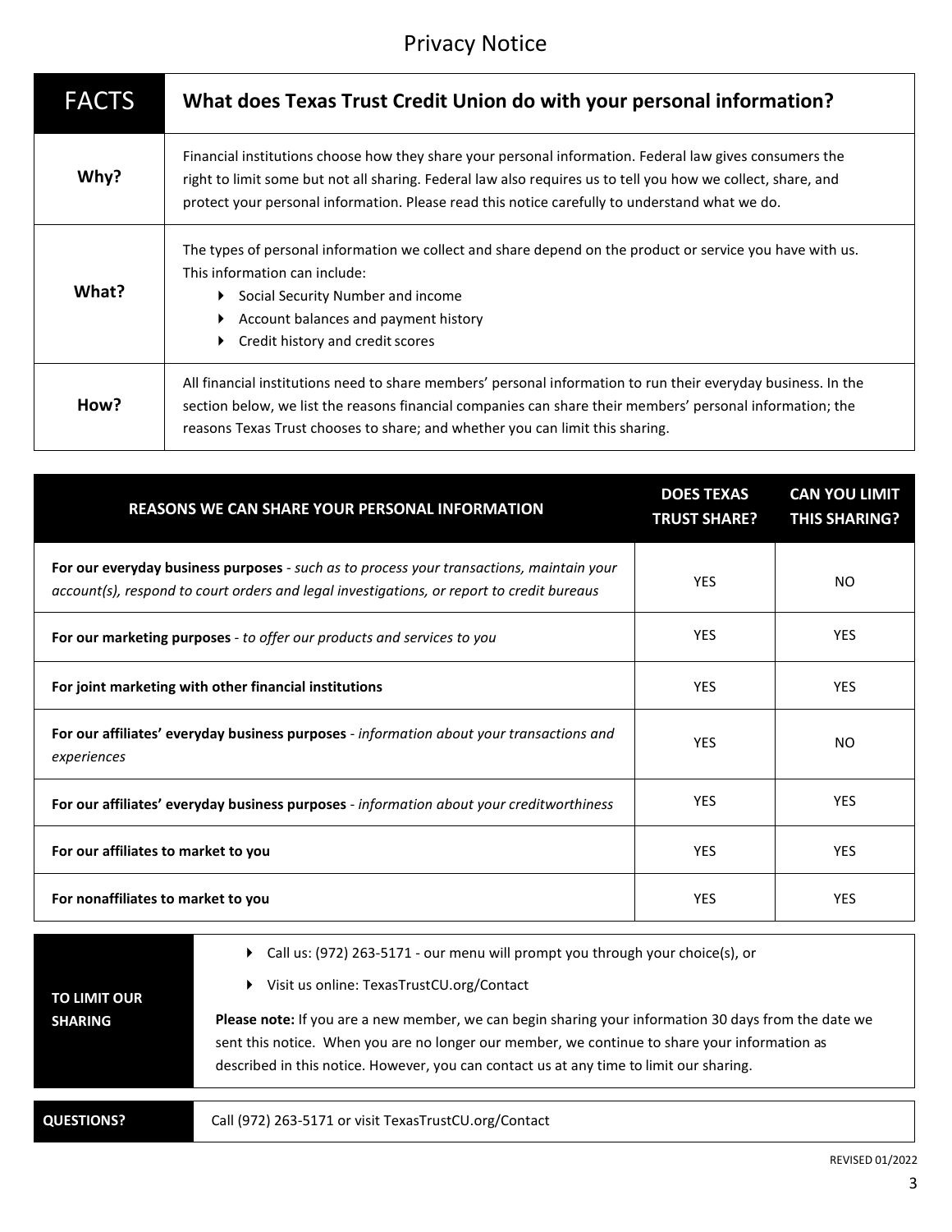# Privacy Notice

| FACTS | What does Texas Trust Credit Union do with your personal information? |
|---|---|
| **Why?** | Financial institutions choose how they share your personal information. Federal law gives consumers the right to limit some but not all sharing. Federal law also requires us to tell you how we collect, share, and protect your personal information. Please read this notice carefully to understand what we do. |
| **What?** | The types of personal information we collect and share depend on the product or service you have with us. This information can include:<br>▸ Social Security Number and income<br>▸ Account balances and payment history<br>▸ Credit history and credit scores |
| **How?** | All financial institutions need to share members' personal information to run their everyday business. In the section below, we list the reasons financial companies can share their members' personal information; the reasons Texas Trust chooses to share; and whether you can limit this sharing. |

| REASONS WE CAN SHARE YOUR PERSONAL INFORMATION | DOES TEXAS TRUST SHARE? | CAN YOU LIMIT THIS SHARING? |
|---|---|---|
| **For our everyday business purposes** - *such as to process your transactions, maintain your account(s), respond to court orders and legal investigations, or report to credit bureaus* | YES | NO |
| **For our marketing purposes** - *to offer our products and services to you* | YES | YES |
| **For joint marketing with other financial institutions** | YES | YES |
| **For our affiliates' everyday business purposes** - *information about your transactions and experiences* | YES | NO |
| **For our affiliates' everyday business purposes** - *information about your creditworthiness* | YES | YES |
| **For our affiliates to market to you** | YES | YES |
| **For nonaffiliates to market to you** | YES | YES |

| TO LIMIT OUR SHARING | ▸ Call us: (972) 263-5171 - our menu will prompt you through your choice(s), or<br>▸ Visit us online: TexasTrustCU.org/Contact<br><br>**Please note:** If you are a new member, we can begin sharing your information 30 days from the date we sent this notice. When you are no longer our member, we continue to share your information as described in this notice. However, you can contact us at any time to limit our sharing. |
|---|---|
| **QUESTIONS?** | Call (972) 263-5171 or visit TexasTrustCU.org/Contact |

REVISED 01/2022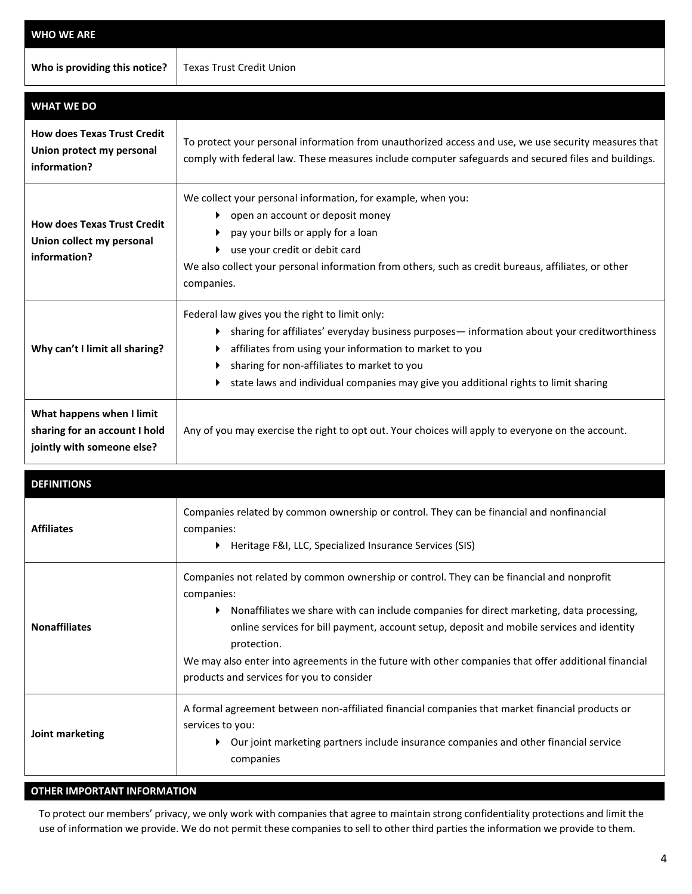| WHO WE ARE | |
|---|---|
| **Who is providing this notice?** | Texas Trust Credit Union |

| WHAT WE DO | |
|---|---|
| **How does Texas Trust Credit Union protect my personal information?** | To protect your personal information from unauthorized access and use, we use security measures that comply with federal law. These measures include computer safeguards and secured files and buildings. |
| **How does Texas Trust Credit Union collect my personal information?** | We collect your personal information, for example, when you:<br>▸ open an account or deposit money<br>▸ pay your bills or apply for a loan<br>▸ use your credit or debit card<br>We also collect your personal information from others, such as credit bureaus, affiliates, or other companies. |
| **Why can't I limit all sharing?** | Federal law gives you the right to limit only:<br>▸ sharing for affiliates' everyday business purposes— information about your creditworthiness<br>▸ affiliates from using your information to market to you<br>▸ sharing for non-affiliates to market to you<br>▸ state laws and individual companies may give you additional rights to limit sharing |
| **What happens when I limit sharing for an account I hold jointly with someone else?** | Any of you may exercise the right to opt out. Your choices will apply to everyone on the account. |

| DEFINITIONS | |
|---|---|
| **Affiliates** | Companies related by common ownership or control. They can be financial and nonfinancial companies:<br>▸ Heritage F&I, LLC, Specialized Insurance Services (SIS) |
| **Nonaffiliates** | Companies not related by common ownership or control. They can be financial and nonprofit companies:<br>▸ Nonaffiliates we share with can include companies for direct marketing, data processing, online services for bill payment, account setup, deposit and mobile services and identity protection.<br>We may also enter into agreements in the future with other companies that offer additional financial products and services for you to consider |
| **Joint marketing** | A formal agreement between non-affiliated financial companies that market financial products or services to you:<br>▸ Our joint marketing partners include insurance companies and other financial service companies |

**OTHER IMPORTANT INFORMATION**

To protect our members' privacy, we only work with companies that agree to maintain strong confidentiality protections and limit the use of information we provide. We do not permit these companies to sell to other third parties the information we provide to them.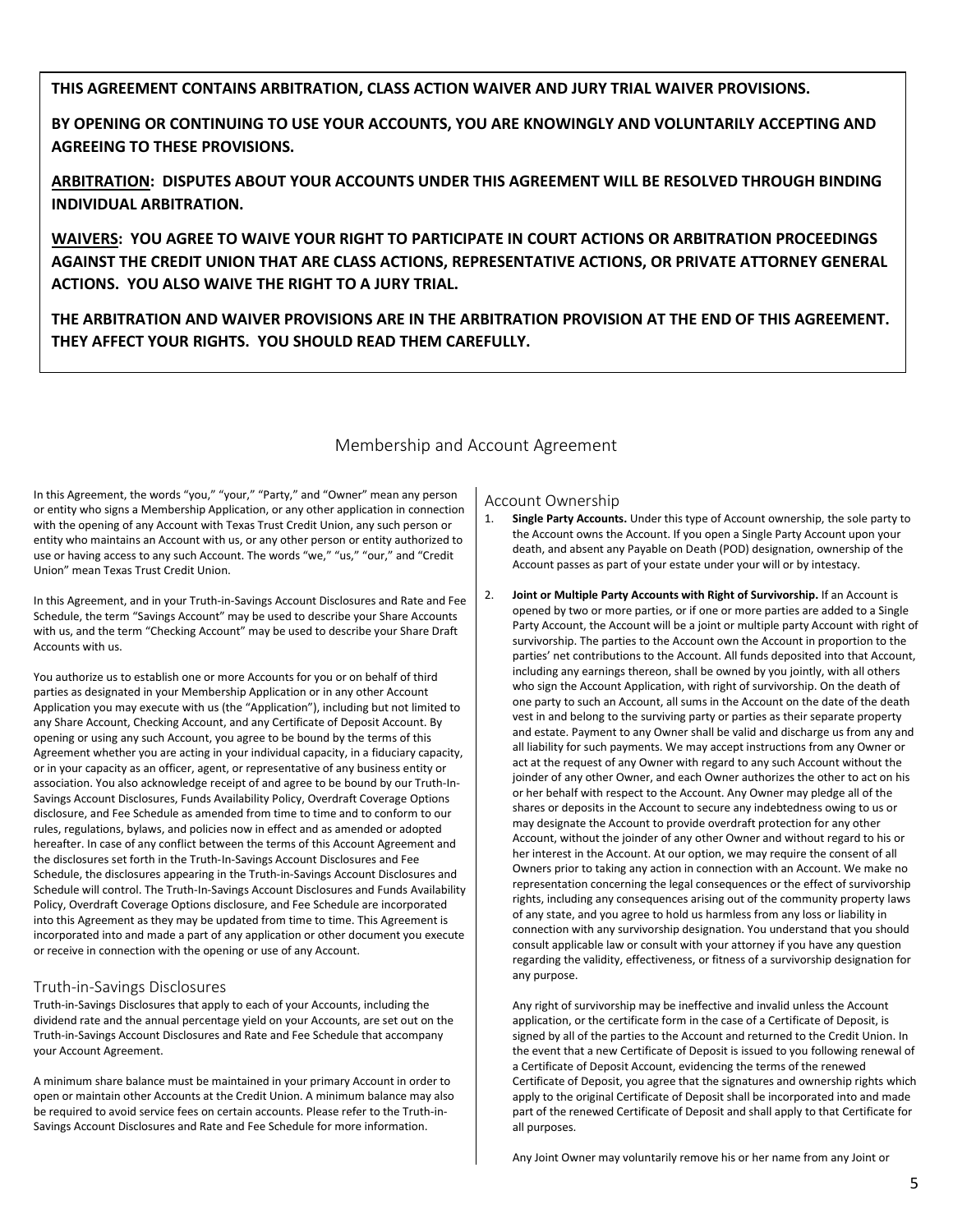**THIS AGREEMENT CONTAINS ARBITRATION, CLASS ACTION WAIVER AND JURY TRIAL WAIVER PROVISIONS.**

**BY OPENING OR CONTINUING TO USE YOUR ACCOUNTS, YOU ARE KNOWINGLY AND VOLUNTARILY ACCEPTING AND AGREEING TO THESE PROVISIONS.**

**ARBITRATION: DISPUTES ABOUT YOUR ACCOUNTS UNDER THIS AGREEMENT WILL BE RESOLVED THROUGH BINDING INDIVIDUAL ARBITRATION.**

**WAIVERS: YOU AGREE TO WAIVE YOUR RIGHT TO PARTICIPATE IN COURT ACTIONS OR ARBITRATION PROCEEDINGS AGAINST THE CREDIT UNION THAT ARE CLASS ACTIONS, REPRESENTATIVE ACTIONS, OR PRIVATE ATTORNEY GENERAL ACTIONS. YOU ALSO WAIVE THE RIGHT TO A JURY TRIAL.**

**THE ARBITRATION AND WAIVER PROVISIONS ARE IN THE ARBITRATION PROVISION AT THE END OF THIS AGREEMENT. THEY AFFECT YOUR RIGHTS. YOU SHOULD READ THEM CAREFULLY.**

# Membership and Account Agreement

In this Agreement, the words "you," "your," "Party," and "Owner" mean any person or entity who signs a Membership Application, or any other application in connection with the opening of any Account with Texas Trust Credit Union, any such person or entity who maintains an Account with us, or any other person or entity authorized to use or having access to any such Account. The words "we," "us," "our," and "Credit Union" mean Texas Trust Credit Union.

In this Agreement, and in your Truth-in-Savings Account Disclosures and Rate and Fee Schedule, the term "Savings Account" may be used to describe your Share Accounts with us, and the term "Checking Account" may be used to describe your Share Draft Accounts with us.

You authorize us to establish one or more Accounts for you or on behalf of third parties as designated in your Membership Application or in any other Account Application you may execute with us (the "Application"), including but not limited to any Share Account, Checking Account, and any Certificate of Deposit Account. By opening or using any such Account, you agree to be bound by the terms of this Agreement whether you are acting in your individual capacity, in a fiduciary capacity, or in your capacity as an officer, agent, or representative of any business entity or association. You also acknowledge receipt of and agree to be bound by our Truth-In-Savings Account Disclosures, Funds Availability Policy, Overdraft Coverage Options disclosure, and Fee Schedule as amended from time to time and to conform to our rules, regulations, bylaws, and policies now in effect and as amended or adopted hereafter. In case of any conflict between the terms of this Account Agreement and the disclosures set forth in the Truth-In-Savings Account Disclosures and Fee Schedule, the disclosures appearing in the Truth-in-Savings Account Disclosures and Schedule will control. The Truth-In-Savings Account Disclosures and Funds Availability Policy, Overdraft Coverage Options disclosure, and Fee Schedule are incorporated into this Agreement as they may be updated from time to time. This Agreement is incorporated into and made a part of any application or other document you execute or receive in connection with the opening or use of any Account.

## Truth-in-Savings Disclosures

Truth-in-Savings Disclosures that apply to each of your Accounts, including the dividend rate and the annual percentage yield on your Accounts, are set out on the Truth-in-Savings Account Disclosures and Rate and Fee Schedule that accompany your Account Agreement.

A minimum share balance must be maintained in your primary Account in order to open or maintain other Accounts at the Credit Union. A minimum balance may also be required to avoid service fees on certain accounts. Please refer to the Truth-in-Savings Account Disclosures and Rate and Fee Schedule for more information.

## Account Ownership

1. **Single Party Accounts.** Under this type of Account ownership, the sole party to the Account owns the Account. If you open a Single Party Account upon your death, and absent any Payable on Death (POD) designation, ownership of the Account passes as part of your estate under your will or by intestacy.

2. **Joint or Multiple Party Accounts with Right of Survivorship.** If an Account is opened by two or more parties, or if one or more parties are added to a Single Party Account, the Account will be a joint or multiple party Account with right of survivorship. The parties to the Account own the Account in proportion to the parties' net contributions to the Account. All funds deposited into that Account, including any earnings thereon, shall be owned by you jointly, with all others who sign the Account Application, with right of survivorship. On the death of one party to such an Account, all sums in the Account on the date of the death vest in and belong to the surviving party or parties as their separate property and estate. Payment to any Owner shall be valid and discharge us from any and all liability for such payments. We may accept instructions from any Owner or act at the request of any Owner with regard to any such Account without the joinder of any other Owner, and each Owner authorizes the other to act on his or her behalf with respect to the Account. Any Owner may pledge all of the shares or deposits in the Account to secure any indebtedness owing to us or may designate the Account to provide overdraft protection for any other Account, without the joinder of any other Owner and without regard to his or her interest in the Account. At our option, we may require the consent of all Owners prior to taking any action in connection with an Account. We make no representation concerning the legal consequences or the effect of survivorship rights, including any consequences arising out of the community property laws of any state, and you agree to hold us harmless from any loss or liability in connection with any survivorship designation. You understand that you should consult applicable law or consult with your attorney if you have any question regarding the validity, effectiveness, or fitness of a survivorship designation for any purpose.

   Any right of survivorship may be ineffective and invalid unless the Account application, or the certificate form in the case of a Certificate of Deposit, is signed by all of the parties to the Account and returned to the Credit Union. In the event that a new Certificate of Deposit is issued to you following renewal of a Certificate of Deposit Account, evidencing the terms of the renewed Certificate of Deposit, you agree that the signatures and ownership rights which apply to the original Certificate of Deposit shall be incorporated into and made part of the renewed Certificate of Deposit and shall apply to that Certificate for all purposes.

   Any Joint Owner may voluntarily remove his or her name from any Joint or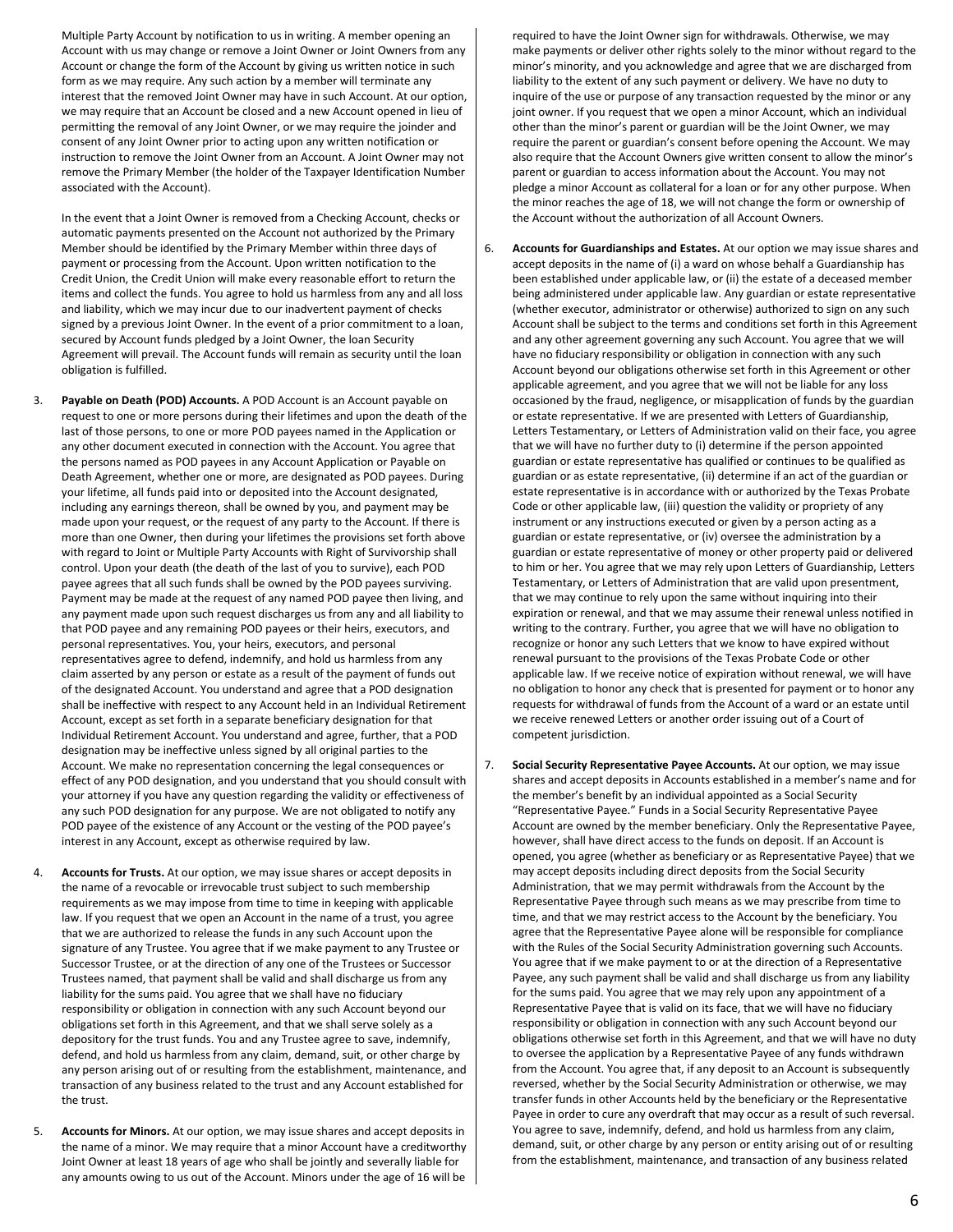Multiple Party Account by notification to us in writing. A member opening an Account with us may change or remove a Joint Owner or Joint Owners from any Account or change the form of the Account by giving us written notice in such form as we may require. Any such action by a member will terminate any interest that the removed Joint Owner may have in such Account. At our option, we may require that an Account be closed and a new Account opened in lieu of permitting the removal of any Joint Owner, or we may require the joinder and consent of any Joint Owner prior to acting upon any written notification or instruction to remove the Joint Owner from an Account. A Joint Owner may not remove the Primary Member (the holder of the Taxpayer Identification Number associated with the Account).

In the event that a Joint Owner is removed from a Checking Account, checks or automatic payments presented on the Account not authorized by the Primary Member should be identified by the Primary Member within three days of payment or processing from the Account. Upon written notification to the Credit Union, the Credit Union will make every reasonable effort to return the items and collect the funds. You agree to hold us harmless from any and all loss and liability, which we may incur due to our inadvertent payment of checks signed by a previous Joint Owner. In the event of a prior commitment to a loan, secured by Account funds pledged by a Joint Owner, the loan Security Agreement will prevail. The Account funds will remain as security until the loan obligation is fulfilled.

3. **Payable on Death (POD) Accounts.** A POD Account is an Account payable on request to one or more persons during their lifetimes and upon the death of the last of those persons, to one or more POD payees named in the Application or any other document executed in connection with the Account. You agree that the persons named as POD payees in any Account Application or Payable on Death Agreement, whether one or more, are designated as POD payees. During your lifetime, all funds paid into or deposited into the Account designated, including any earnings thereon, shall be owned by you, and payment may be made upon your request, or the request of any party to the Account. If there is more than one Owner, then during your lifetimes the provisions set forth above with regard to Joint or Multiple Party Accounts with Right of Survivorship shall control. Upon your death (the death of the last of you to survive), each POD payee agrees that all such funds shall be owned by the POD payees surviving. Payment may be made at the request of any named POD payee then living, and any payment made upon such request discharges us from any and all liability to that POD payee and any remaining POD payees or their heirs, executors, and personal representatives. You, your heirs, executors, and personal representatives agree to defend, indemnify, and hold us harmless from any claim asserted by any person or estate as a result of the payment of funds out of the designated Account. You understand and agree that a POD designation shall be ineffective with respect to any Account held in an Individual Retirement Account, except as set forth in a separate beneficiary designation for that Individual Retirement Account. You understand and agree, further, that a POD designation may be ineffective unless signed by all original parties to the Account. We make no representation concerning the legal consequences or effect of any POD designation, and you understand that you should consult with your attorney if you have any question regarding the validity or effectiveness of any such POD designation for any purpose. We are not obligated to notify any POD payee of the existence of any Account or the vesting of the POD payee's interest in any Account, except as otherwise required by law.

4. **Accounts for Trusts.** At our option, we may issue shares or accept deposits in the name of a revocable or irrevocable trust subject to such membership requirements as we may impose from time to time in keeping with applicable law. If you request that we open an Account in the name of a trust, you agree that we are authorized to release the funds in any such Account upon the signature of any Trustee. You agree that if we make payment to any Trustee or Successor Trustee, or at the direction of any one of the Trustees or Successor Trustees named, that payment shall be valid and shall discharge us from any liability for the sums paid. You agree that we shall have no fiduciary responsibility or obligation in connection with any such Account beyond our obligations set forth in this Agreement, and that we shall serve solely as a depository for the trust funds. You and any Trustee agree to save, indemnify, defend, and hold us harmless from any claim, demand, suit, or other charge by any person arising out of or resulting from the establishment, maintenance, and transaction of any business related to the trust and any Account established for the trust.

5. **Accounts for Minors.** At our option, we may issue shares and accept deposits in the name of a minor. We may require that a minor Account have a creditworthy Joint Owner at least 18 years of age who shall be jointly and severally liable for any amounts owing to us out of the Account. Minors under the age of 16 will be required to have the Joint Owner sign for withdrawals. Otherwise, we may make payments or deliver other rights solely to the minor without regard to the minor's minority, and you acknowledge and agree that we are discharged from liability to the extent of any such payment or delivery. We have no duty to inquire of the use or purpose of any transaction requested by the minor or any joint owner. If you request that we open a minor Account, which an individual other than the minor's parent or guardian will be the Joint Owner, we may require the parent or guardian's consent before opening the Account. We may also require that the Account Owners give written consent to allow the minor's parent or guardian to access information about the Account. You may not pledge a minor Account as collateral for a loan or for any other purpose. When the minor reaches the age of 18, we will not change the form or ownership of the Account without the authorization of all Account Owners.

6. **Accounts for Guardianships and Estates.** At our option we may issue shares and accept deposits in the name of (i) a ward on whose behalf a Guardianship has been established under applicable law, or (ii) the estate of a deceased member being administered under applicable law. Any guardian or estate representative (whether executor, administrator or otherwise) authorized to sign on any such Account shall be subject to the terms and conditions set forth in this Agreement and any other agreement governing any such Account. You agree that we will have no fiduciary responsibility or obligation in connection with any such Account beyond our obligations otherwise set forth in this Agreement or other applicable agreement, and you agree that we will not be liable for any loss occasioned by the fraud, negligence, or misapplication of funds by the guardian or estate representative. If we are presented with Letters of Guardianship, Letters Testamentary, or Letters of Administration valid on their face, you agree that we will have no further duty to (i) determine if the person appointed guardian or estate representative has qualified or continues to be qualified as guardian or as estate representative, (ii) determine if an act of the guardian or estate representative is in accordance with or authorized by the Texas Probate Code or other applicable law, (iii) question the validity or propriety of any instrument or any instructions executed or given by a person acting as a guardian or estate representative, or (iv) oversee the administration by a guardian or estate representative of money or other property paid or delivered to him or her. You agree that we may rely upon Letters of Guardianship, Letters Testamentary, or Letters of Administration that are valid upon presentment, that we may continue to rely upon the same without inquiring into their expiration or renewal, and that we may assume their renewal unless notified in writing to the contrary. Further, you agree that we will have no obligation to recognize or honor any such Letters that we know to have expired without renewal pursuant to the provisions of the Texas Probate Code or other applicable law. If we receive notice of expiration without renewal, we will have no obligation to honor any check that is presented for payment or to honor any requests for withdrawal of funds from the Account of a ward or an estate until we receive renewed Letters or another order issuing out of a Court of competent jurisdiction.

7. **Social Security Representative Payee Accounts.** At our option, we may issue shares and accept deposits in Accounts established in a member's name and for the member's benefit by an individual appointed as a Social Security "Representative Payee." Funds in a Social Security Representative Payee Account are owned by the member beneficiary. Only the Representative Payee, however, shall have direct access to the funds on deposit. If an Account is opened, you agree (whether as beneficiary or as Representative Payee) that we may accept deposits including direct deposits from the Social Security Administration, that we may permit withdrawals from the Account by the Representative Payee through such means as we may prescribe from time to time, and that we may restrict access to the Account by the beneficiary. You agree that the Representative Payee alone will be responsible for compliance with the Rules of the Social Security Administration governing such Accounts. You agree that if we make payment to or at the direction of a Representative Payee, any such payment shall be valid and shall discharge us from any liability for the sums paid. You agree that we may rely upon any appointment of a Representative Payee that is valid on its face, that we will have no fiduciary responsibility or obligation in connection with any such Account beyond our obligations otherwise set forth in this Agreement, and that we will have no duty to oversee the application by a Representative Payee of any funds withdrawn from the Account. You agree that, if any deposit to an Account is subsequently reversed, whether by the Social Security Administration or otherwise, we may transfer funds in other Accounts held by the beneficiary or the Representative Payee in order to cure any overdraft that may occur as a result of such reversal. You agree to save, indemnify, defend, and hold us harmless from any claim, demand, suit, or other charge by any person or entity arising out of or resulting from the establishment, maintenance, and transaction of any business related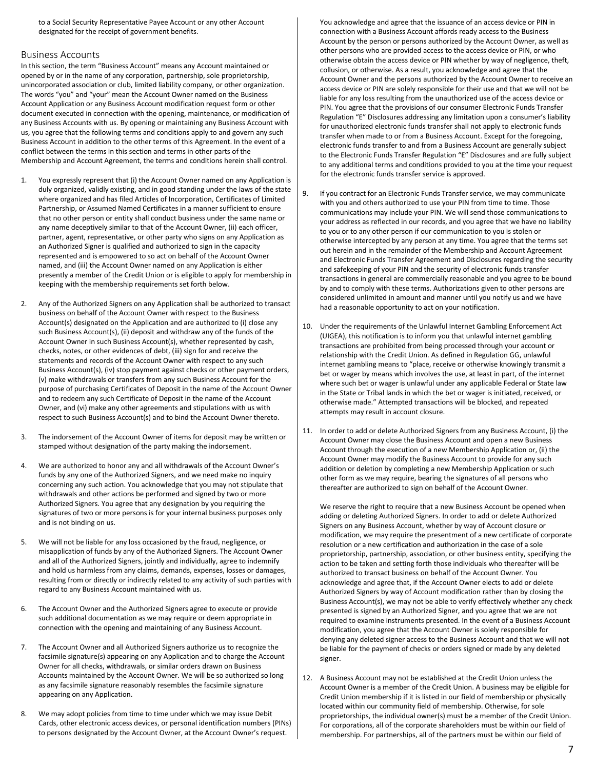to a Social Security Representative Payee Account or any other Account designated for the receipt of government benefits.

## Business Accounts

In this section, the term "Business Account" means any Account maintained or opened by or in the name of any corporation, partnership, sole proprietorship, unincorporated association or club, limited liability company, or other organization. The words "you" and "your" mean the Account Owner named on the Business Account Application or any Business Account modification request form or other document executed in connection with the opening, maintenance, or modification of any Business Accounts with us. By opening or maintaining any Business Account with us, you agree that the following terms and conditions apply to and govern any such Business Account in addition to the other terms of this Agreement. In the event of a conflict between the terms in this section and terms in other parts of the Membership and Account Agreement, the terms and conditions herein shall control.

1. You expressly represent that (i) the Account Owner named on any Application is duly organized, validly existing, and in good standing under the laws of the state where organized and has filed Articles of Incorporation, Certificates of Limited Partnership, or Assumed Named Certificates in a manner sufficient to ensure that no other person or entity shall conduct business under the same name or any name deceptively similar to that of the Account Owner, (ii) each officer, partner, agent, representative, or other party who signs on any Application as an Authorized Signer is qualified and authorized to sign in the capacity represented and is empowered to so act on behalf of the Account Owner named, and (iii) the Account Owner named on any Application is either presently a member of the Credit Union or is eligible to apply for membership in keeping with the membership requirements set forth below.

2. Any of the Authorized Signers on any Application shall be authorized to transact business on behalf of the Account Owner with respect to the Business Account(s) designated on the Application and are authorized to (i) close any such Business Account(s), (ii) deposit and withdraw any of the funds of the Account Owner in such Business Account(s), whether represented by cash, checks, notes, or other evidences of debt, (iii) sign for and receive the statements and records of the Account Owner with respect to any such Business Account(s), (iv) stop payment against checks or other payment orders, (v) make withdrawals or transfers from any such Business Account for the purpose of purchasing Certificates of Deposit in the name of the Account Owner and to redeem any such Certificate of Deposit in the name of the Account Owner, and (vi) make any other agreements and stipulations with us with respect to such Business Account(s) and to bind the Account Owner thereto.

3. The indorsement of the Account Owner of items for deposit may be written or stamped without designation of the party making the indorsement.

4. We are authorized to honor any and all withdrawals of the Account Owner's funds by any one of the Authorized Signers, and we need make no inquiry concerning any such action. You acknowledge that you may not stipulate that withdrawals and other actions be performed and signed by two or more Authorized Signers. You agree that any designation by you requiring the signatures of two or more persons is for your internal business purposes only and is not binding on us.

5. We will not be liable for any loss occasioned by the fraud, negligence, or misapplication of funds by any of the Authorized Signers. The Account Owner and all of the Authorized Signers, jointly and individually, agree to indemnify and hold us harmless from any claims, demands, expenses, losses or damages, resulting from or directly or indirectly related to any activity of such parties with regard to any Business Account maintained with us.

6. The Account Owner and the Authorized Signers agree to execute or provide such additional documentation as we may require or deem appropriate in connection with the opening and maintaining of any Business Account.

7. The Account Owner and all Authorized Signers authorize us to recognize the facsimile signature(s) appearing on any Application and to charge the Account Owner for all checks, withdrawals, or similar orders drawn on Business Accounts maintained by the Account Owner. We will be so authorized so long as any facsimile signature reasonably resembles the facsimile signature appearing on any Application.

8. We may adopt policies from time to time under which we may issue Debit Cards, other electronic access devices, or personal identification numbers (PINs) to persons designated by the Account Owner, at the Account Owner's request.

   You acknowledge and agree that the issuance of an access device or PIN in connection with a Business Account affords ready access to the Business Account by the person or persons authorized by the Account Owner, as well as other persons who are provided access to the access device or PIN, or who otherwise obtain the access device or PIN whether by way of negligence, theft, collusion, or otherwise. As a result, you acknowledge and agree that the Account Owner and the persons authorized by the Account Owner to receive an access device or PIN are solely responsible for their use and that we will not be liable for any loss resulting from the unauthorized use of the access device or PIN. You agree that the provisions of our consumer Electronic Funds Transfer Regulation "E" Disclosures addressing any limitation upon a consumer's liability for unauthorized electronic funds transfer shall not apply to electronic funds transfer when made to or from a Business Account. Except for the foregoing, electronic funds transfer to and from a Business Account are generally subject to the Electronic Funds Transfer Regulation "E" Disclosures and are fully subject to any additional terms and conditions provided to you at the time your request for the electronic funds transfer service is approved.

9. If you contract for an Electronic Funds Transfer service, we may communicate with you and others authorized to use your PIN from time to time. Those communications may include your PIN. We will send those communications to your address as reflected in our records, and you agree that we have no liability to you or to any other person if our communication to you is stolen or otherwise intercepted by any person at any time. You agree that the terms set out herein and in the remainder of the Membership and Account Agreement and Electronic Funds Transfer Agreement and Disclosures regarding the security and safekeeping of your PIN and the security of electronic funds transfer transactions in general are commercially reasonable and you agree to be bound by and to comply with these terms. Authorizations given to other persons are considered unlimited in amount and manner until you notify us and we have had a reasonable opportunity to act on your notification.

10. Under the requirements of the Unlawful Internet Gambling Enforcement Act (UIGEA), this notification is to inform you that unlawful internet gambling transactions are prohibited from being processed through your account or relationship with the Credit Union. As defined in Regulation GG, unlawful internet gambling means to "place, receive or otherwise knowingly transmit a bet or wager by means which involves the use, at least in part, of the internet where such bet or wager is unlawful under any applicable Federal or State law in the State or Tribal lands in which the bet or wager is initiated, received, or otherwise made." Attempted transactions will be blocked, and repeated attempts may result in account closure.

11. In order to add or delete Authorized Signers from any Business Account, (i) the Account Owner may close the Business Account and open a new Business Account through the execution of a new Membership Application or, (ii) the Account Owner may modify the Business Account to provide for any such addition or deletion by completing a new Membership Application or such other form as we may require, bearing the signatures of all persons who thereafter are authorized to sign on behalf of the Account Owner.

    We reserve the right to require that a new Business Account be opened when adding or deleting Authorized Signers. In order to add or delete Authorized Signers on any Business Account, whether by way of Account closure or modification, we may require the presentment of a new certificate of corporate resolution or a new certification and authorization in the case of a sole proprietorship, partnership, association, or other business entity, specifying the action to be taken and setting forth those individuals who thereafter will be authorized to transact business on behalf of the Account Owner. You acknowledge and agree that, if the Account Owner elects to add or delete Authorized Signers by way of Account modification rather than by closing the Business Account(s), we may not be able to verify effectively whether any check presented is signed by an Authorized Signer, and you agree that we are not required to examine instruments presented. In the event of a Business Account modification, you agree that the Account Owner is solely responsible for denying any deleted signer access to the Business Account and that we will not be liable for the payment of checks or orders signed or made by any deleted signer.

12. A Business Account may not be established at the Credit Union unless the Account Owner is a member of the Credit Union. A business may be eligible for Credit Union membership if it is listed in our field of membership or physically located within our community field of membership. Otherwise, for sole proprietorships, the individual owner(s) must be a member of the Credit Union. For corporations, all of the corporate shareholders must be within our field of membership. For partnerships, all of the partners must be within our field of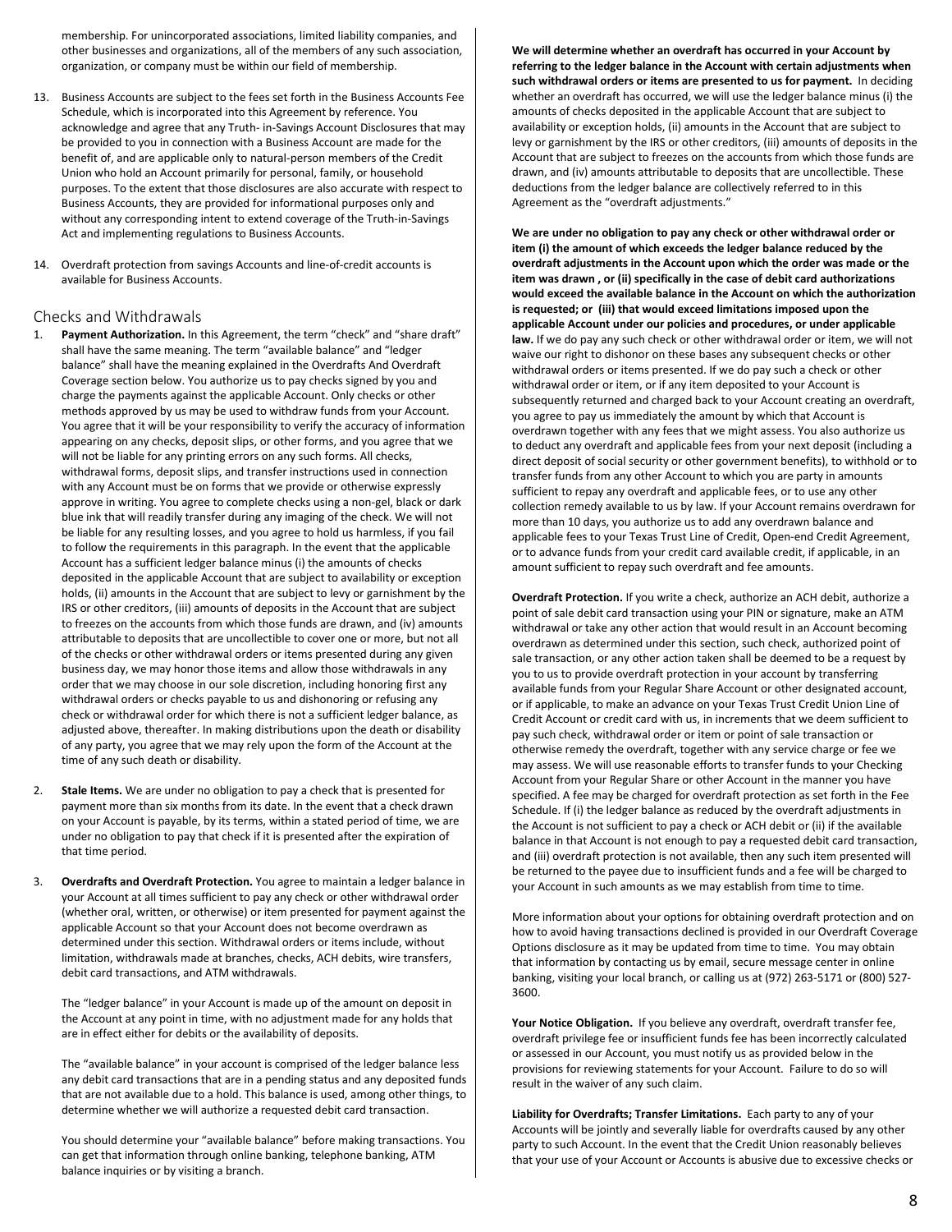membership. For unincorporated associations, limited liability companies, and other businesses and organizations, all of the members of any such association, organization, or company must be within our field of membership.

13. Business Accounts are subject to the fees set forth in the Business Accounts Fee Schedule, which is incorporated into this Agreement by reference. You acknowledge and agree that any Truth- in-Savings Account Disclosures that may be provided to you in connection with a Business Account are made for the benefit of, and are applicable only to natural-person members of the Credit Union who hold an Account primarily for personal, family, or household purposes. To the extent that those disclosures are also accurate with respect to Business Accounts, they are provided for informational purposes only and without any corresponding intent to extend coverage of the Truth-in-Savings Act and implementing regulations to Business Accounts.

14. Overdraft protection from savings Accounts and line-of-credit accounts is available for Business Accounts.

## Checks and Withdrawals

1. **Payment Authorization.** In this Agreement, the term "check" and "share draft" shall have the same meaning. The term "available balance" and "ledger balance" shall have the meaning explained in the Overdrafts And Overdraft Coverage section below. You authorize us to pay checks signed by you and charge the payments against the applicable Account. Only checks or other methods approved by us may be used to withdraw funds from your Account. You agree that it will be your responsibility to verify the accuracy of information appearing on any checks, deposit slips, or other forms, and you agree that we will not be liable for any printing errors on any such forms. All checks, withdrawal forms, deposit slips, and transfer instructions used in connection with any Account must be on forms that we provide or otherwise expressly approve in writing. You agree to complete checks using a non-gel, black or dark blue ink that will readily transfer during any imaging of the check. We will not be liable for any resulting losses, and you agree to hold us harmless, if you fail to follow the requirements in this paragraph. In the event that the applicable Account has a sufficient ledger balance minus (i) the amounts of checks deposited in the applicable Account that are subject to availability or exception holds, (ii) amounts in the Account that are subject to levy or garnishment by the IRS or other creditors, (iii) amounts of deposits in the Account that are subject to freezes on the accounts from which those funds are drawn, and (iv) amounts attributable to deposits that are uncollectible to cover one or more, but not all of the checks or other withdrawal orders or items presented during any given business day, we may honor those items and allow those withdrawals in any order that we may choose in our sole discretion, including honoring first any withdrawal orders or checks payable to us and dishonoring or refusing any check or withdrawal order for which there is not a sufficient ledger balance, as adjusted above, thereafter. In making distributions upon the death or disability of any party, you agree that we may rely upon the form of the Account at the time of any such death or disability.

2. **Stale Items.** We are under no obligation to pay a check that is presented for payment more than six months from its date. In the event that a check drawn on your Account is payable, by its terms, within a stated period of time, we are under no obligation to pay that check if it is presented after the expiration of that time period.

3. **Overdrafts and Overdraft Protection.** You agree to maintain a ledger balance in your Account at all times sufficient to pay any check or other withdrawal order (whether oral, written, or otherwise) or item presented for payment against the applicable Account so that your Account does not become overdrawn as determined under this section. Withdrawal orders or items include, without limitation, withdrawals made at branches, checks, ACH debits, wire transfers, debit card transactions, and ATM withdrawals.

   The "ledger balance" in your Account is made up of the amount on deposit in the Account at any point in time, with no adjustment made for any holds that are in effect either for debits or the availability of deposits.

   The "available balance" in your account is comprised of the ledger balance less any debit card transactions that are in a pending status and any deposited funds that are not available due to a hold. This balance is used, among other things, to determine whether we will authorize a requested debit card transaction.

   You should determine your "available balance" before making transactions. You can get that information through online banking, telephone banking, ATM balance inquiries or by visiting a branch.

   **We will determine whether an overdraft has occurred in your Account by referring to the ledger balance in the Account with certain adjustments when such withdrawal orders or items are presented to us for payment.** In deciding whether an overdraft has occurred, we will use the ledger balance minus (i) the amounts of checks deposited in the applicable Account that are subject to availability or exception holds, (ii) amounts in the Account that are subject to levy or garnishment by the IRS or other creditors, (iii) amounts of deposits in the Account that are subject to freezes on the accounts from which those funds are drawn, and (iv) amounts attributable to deposits that are uncollectible. These deductions from the ledger balance are collectively referred to in this Agreement as the "overdraft adjustments."

   **We are under no obligation to pay any check or other withdrawal order or item (i) the amount of which exceeds the ledger balance reduced by the overdraft adjustments in the Account upon which the order was made or the item was drawn , or (ii) specifically in the case of debit card authorizations would exceed the available balance in the Account on which the authorization is requested; or (iii) that would exceed limitations imposed upon the applicable Account under our policies and procedures, or under applicable law.** If we do pay any such check or other withdrawal order or item, we will not waive our right to dishonor on these bases any subsequent checks or other withdrawal orders or items presented. If we do pay such a check or other withdrawal order or item, or if any item deposited to your Account is subsequently returned and charged back to your Account creating an overdraft, you agree to pay us immediately the amount by which that Account is overdrawn together with any fees that we might assess. You also authorize us to deduct any overdraft and applicable fees from your next deposit (including a direct deposit of social security or other government benefits), to withhold or to transfer funds from any other Account to which you are party in amounts sufficient to repay any overdraft and applicable fees, or to use any other collection remedy available to us by law. If your Account remains overdrawn for more than 10 days, you authorize us to add any overdrawn balance and applicable fees to your Texas Trust Line of Credit, Open-end Credit Agreement, or to advance funds from your credit card available credit, if applicable, in an amount sufficient to repay such overdraft and fee amounts.

   **Overdraft Protection.** If you write a check, authorize an ACH debit, authorize a point of sale debit card transaction using your PIN or signature, make an ATM withdrawal or take any other action that would result in an Account becoming overdrawn as determined under this section, such check, authorized point of sale transaction, or any other action taken shall be deemed to be a request by you to us to provide overdraft protection in your account by transferring available funds from your Regular Share Account or other designated account, or if applicable, to make an advance on your Texas Trust Credit Union Line of Credit Account or credit card with us, in increments that we deem sufficient to pay such check, withdrawal order or item or point of sale transaction or otherwise remedy the overdraft, together with any service charge or fee we may assess. We will use reasonable efforts to transfer funds to your Checking Account from your Regular Share or other Account in the manner you have specified. A fee may be charged for overdraft protection as set forth in the Fee Schedule. If (i) the ledger balance as reduced by the overdraft adjustments in the Account is not sufficient to pay a check or ACH debit or (ii) if the available balance in that Account is not enough to pay a requested debit card transaction, and (iii) overdraft protection is not available, then any such item presented will be returned to the payee due to insufficient funds and a fee will be charged to your Account in such amounts as we may establish from time to time.

   More information about your options for obtaining overdraft protection and on how to avoid having transactions declined is provided in our Overdraft Coverage Options disclosure as it may be updated from time to time. You may obtain that information by contacting us by email, secure message center in online banking, visiting your local branch, or calling us at (972) 263-5171 or (800) 527-3600.

   **Your Notice Obligation.** If you believe any overdraft, overdraft transfer fee, overdraft privilege fee or insufficient funds fee has been incorrectly calculated or assessed in our Account, you must notify us as provided below in the provisions for reviewing statements for your Account. Failure to do so will result in the waiver of any such claim.

   **Liability for Overdrafts; Transfer Limitations.** Each party to any of your Accounts will be jointly and severally liable for overdrafts caused by any other party to such Account. In the event that the Credit Union reasonably believes that your use of your Account or Accounts is abusive due to excessive checks or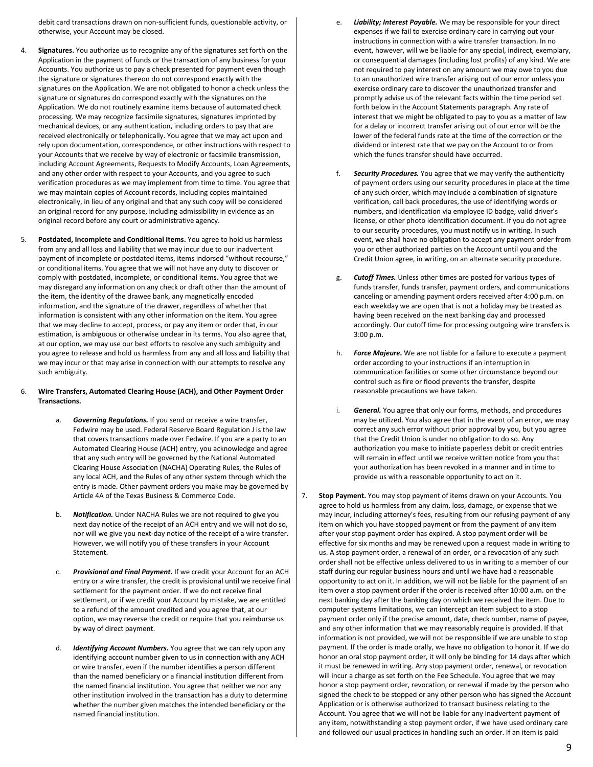debit card transactions drawn on non-sufficient funds, questionable activity, or otherwise, your Account may be closed.

4. **Signatures.** You authorize us to recognize any of the signatures set forth on the Application in the payment of funds or the transaction of any business for your Accounts. You authorize us to pay a check presented for payment even though the signature or signatures thereon do not correspond exactly with the signatures on the Application. We are not obligated to honor a check unless the signature or signatures do correspond exactly with the signatures on the Application. We do not routinely examine items because of automated check processing. We may recognize facsimile signatures, signatures imprinted by mechanical devices, or any authentication, including orders to pay that are received electronically or telephonically. You agree that we may act upon and rely upon documentation, correspondence, or other instructions with respect to your Accounts that we receive by way of electronic or facsimile transmission, including Account Agreements, Requests to Modify Accounts, Loan Agreements, and any other order with respect to your Accounts, and you agree to such verification procedures as we may implement from time to time. You agree that we may maintain copies of Account records, including copies maintained electronically, in lieu of any original and that any such copy will be considered an original record for any purpose, including admissibility in evidence as an original record before any court or administrative agency.

5. **Postdated, Incomplete and Conditional Items.** You agree to hold us harmless from any and all loss and liability that we may incur due to our inadvertent payment of incomplete or postdated items, items indorsed "without recourse," or conditional items. You agree that we will not have any duty to discover or comply with postdated, incomplete, or conditional items. You agree that we may disregard any information on any check or draft other than the amount of the item, the identity of the drawee bank, any magnetically encoded information, and the signature of the drawer, regardless of whether that information is consistent with any other information on the item. You agree that we may decline to accept, process, or pay any item or order that, in our estimation, is ambiguous or otherwise unclear in its terms. You also agree that, at our option, we may use our best efforts to resolve any such ambiguity and you agree to release and hold us harmless from any and all loss and liability that we may incur or that may arise in connection with our attempts to resolve any such ambiguity.

6. **Wire Transfers, Automated Clearing House (ACH), and Other Payment Order Transactions.**

   a. ***Governing Regulations.*** If you send or receive a wire transfer, Fedwire may be used. Federal Reserve Board Regulation J is the law that covers transactions made over Fedwire. If you are a party to an Automated Clearing House (ACH) entry, you acknowledge and agree that any such entry will be governed by the National Automated Clearing House Association (NACHA) Operating Rules, the Rules of any local ACH, and the Rules of any other system through which the entry is made. Other payment orders you make may be governed by Article 4A of the Texas Business & Commerce Code.

   b. ***Notification.*** Under NACHA Rules we are not required to give you next day notice of the receipt of an ACH entry and we will not do so, nor will we give you next-day notice of the receipt of a wire transfer. However, we will notify you of these transfers in your Account Statement.

   c. ***Provisional and Final Payment.*** If we credit your Account for an ACH entry or a wire transfer, the credit is provisional until we receive final settlement for the payment order. If we do not receive final settlement, or if we credit your Account by mistake, we are entitled to a refund of the amount credited and you agree that, at our option, we may reverse the credit or require that you reimburse us by way of direct payment.

   d. ***Identifying Account Numbers.*** You agree that we can rely upon any identifying account number given to us in connection with any ACH or wire transfer, even if the number identifies a person different than the named beneficiary or a financial institution different from the named financial institution. You agree that neither we nor any other institution involved in the transaction has a duty to determine whether the number given matches the intended beneficiary or the named financial institution.

   e. ***Liability; Interest Payable.*** We may be responsible for your direct expenses if we fail to exercise ordinary care in carrying out your instructions in connection with a wire transfer transaction. In no event, however, will we be liable for any special, indirect, exemplary, or consequential damages (including lost profits) of any kind. We are not required to pay interest on any amount we may owe to you due to an unauthorized wire transfer arising out of our error unless you exercise ordinary care to discover the unauthorized transfer and promptly advise us of the relevant facts within the time period set forth below in the Account Statements paragraph. Any rate of interest that we might be obligated to pay to you as a matter of law for a delay or incorrect transfer arising out of our error will be the lower of the federal funds rate at the time of the correction or the dividend or interest rate that we pay on the Account to or from which the funds transfer should have occurred.

   f. ***Security Procedures.*** You agree that we may verify the authenticity of payment orders using our security procedures in place at the time of any such order, which may include a combination of signature verification, call back procedures, the use of identifying words or numbers, and identification via employee ID badge, valid driver's license, or other photo identification document. If you do not agree to our security procedures, you must notify us in writing. In such event, we shall have no obligation to accept any payment order from you or other authorized parties on the Account until you and the Credit Union agree, in writing, on an alternate security procedure.

   g. ***Cutoff Times.*** Unless other times are posted for various types of funds transfer, funds transfer, payment orders, and communications canceling or amending payment orders received after 4:00 p.m. on each weekday we are open that is not a holiday may be treated as having been received on the next banking day and processed accordingly. Our cutoff time for processing outgoing wire transfers is 3:00 p.m.

   h. ***Force Majeure.*** We are not liable for a failure to execute a payment order according to your instructions if an interruption in communication facilities or some other circumstance beyond our control such as fire or flood prevents the transfer, despite reasonable precautions we have taken.

   i. ***General.*** You agree that only our forms, methods, and procedures may be utilized. You also agree that in the event of an error, we may correct any such error without prior approval by you, but you agree that the Credit Union is under no obligation to do so. Any authorization you make to initiate paperless debit or credit entries will remain in effect until we receive written notice from you that your authorization has been revoked in a manner and in time to provide us with a reasonable opportunity to act on it.

7. **Stop Payment.** You may stop payment of items drawn on your Accounts. You agree to hold us harmless from any claim, loss, damage, or expense that we may incur, including attorney's fees, resulting from our refusing payment of any item on which you have stopped payment or from the payment of any item after your stop payment order has expired. A stop payment order will be effective for six months and may be renewed upon a request made in writing to us. A stop payment order, a renewal of an order, or a revocation of any such order shall not be effective unless delivered to us in writing to a member of our staff during our regular business hours and until we have had a reasonable opportunity to act on it. In addition, we will not be liable for the payment of an item over a stop payment order if the order is received after 10:00 a.m. on the next banking day after the banking day on which we received the item. Due to computer systems limitations, we can intercept an item subject to a stop payment order only if the precise amount, date, check number, name of payee, and any other information that we may reasonably require is provided. If that information is not provided, we will not be responsible if we are unable to stop payment. If the order is made orally, we have no obligation to honor it. If we do honor an oral stop payment order, it will only be binding for 14 days after which it must be renewed in writing. Any stop payment order, renewal, or revocation will incur a charge as set forth on the Fee Schedule. You agree that we may honor a stop payment order, revocation, or renewal if made by the person who signed the check to be stopped or any other person who has signed the Account Application or is otherwise authorized to transact business relating to the Account. You agree that we will not be liable for any inadvertent payment of any item, notwithstanding a stop payment order, if we have used ordinary care and followed our usual practices in handling such an order. If an item is paid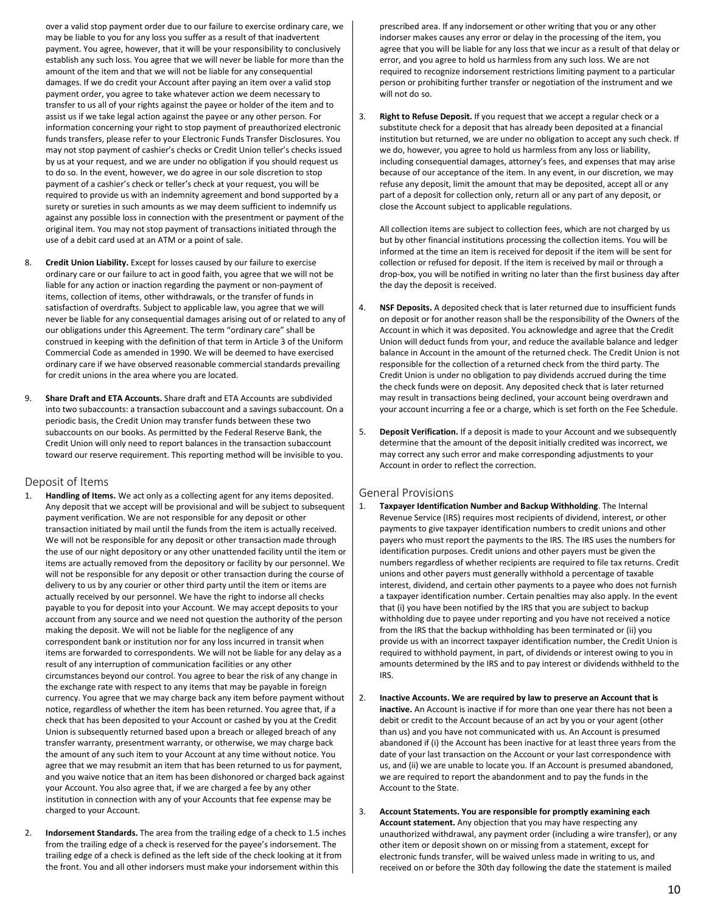over a valid stop payment order due to our failure to exercise ordinary care, we may be liable to you for any loss you suffer as a result of that inadvertent payment. You agree, however, that it will be your responsibility to conclusively establish any such loss. You agree that we will never be liable for more than the amount of the item and that we will not be liable for any consequential damages. If we do credit your Account after paying an item over a valid stop payment order, you agree to take whatever action we deem necessary to transfer to us all of your rights against the payee or holder of the item and to assist us if we take legal action against the payee or any other person. For information concerning your right to stop payment of preauthorized electronic funds transfers, please refer to your Electronic Funds Transfer Disclosures. You may not stop payment of cashier's checks or Credit Union teller's checks issued by us at your request, and we are under no obligation if you should request us to do so. In the event, however, we do agree in our sole discretion to stop payment of a cashier's check or teller's check at your request, you will be required to provide us with an indemnity agreement and bond supported by a surety or sureties in such amounts as we may deem sufficient to indemnify us against any possible loss in connection with the presentment or payment of the original item. You may not stop payment of transactions initiated through the use of a debit card used at an ATM or a point of sale.

8. **Credit Union Liability.** Except for losses caused by our failure to exercise ordinary care or our failure to act in good faith, you agree that we will not be liable for any action or inaction regarding the payment or non-payment of items, collection of items, other withdrawals, or the transfer of funds in satisfaction of overdrafts. Subject to applicable law, you agree that we will never be liable for any consequential damages arising out of or related to any of our obligations under this Agreement. The term "ordinary care" shall be construed in keeping with the definition of that term in Article 3 of the Uniform Commercial Code as amended in 1990. We will be deemed to have exercised ordinary care if we have observed reasonable commercial standards prevailing for credit unions in the area where you are located.

9. **Share Draft and ETA Accounts.** Share draft and ETA Accounts are subdivided into two subaccounts: a transaction subaccount and a savings subaccount. On a periodic basis, the Credit Union may transfer funds between these two subaccounts on our books. As permitted by the Federal Reserve Bank, the Credit Union will only need to report balances in the transaction subaccount toward our reserve requirement. This reporting method will be invisible to you.

## Deposit of Items

1. **Handling of Items.** We act only as a collecting agent for any items deposited. Any deposit that we accept will be provisional and will be subject to subsequent payment verification. We are not responsible for any deposit or other transaction initiated by mail until the funds from the item is actually received. We will not be responsible for any deposit or other transaction made through the use of our night depository or any other unattended facility until the item or items are actually removed from the depository or facility by our personnel. We will not be responsible for any deposit or other transaction during the course of delivery to us by any courier or other third party until the item or items are actually received by our personnel. We have the right to indorse all checks payable to you for deposit into your Account. We may accept deposits to your account from any source and we need not question the authority of the person making the deposit. We will not be liable for the negligence of any correspondent bank or institution nor for any loss incurred in transit when items are forwarded to correspondents. We will not be liable for any delay as a result of any interruption of communication facilities or any other circumstances beyond our control. You agree to bear the risk of any change in the exchange rate with respect to any items that may be payable in foreign currency. You agree that we may charge back any item before payment without notice, regardless of whether the item has been returned. You agree that, if a check that has been deposited to your Account or cashed by you at the Credit Union is subsequently returned based upon a breach or alleged breach of any transfer warranty, presentment warranty, or otherwise, we may charge back the amount of any such item to your Account at any time without notice. You agree that we may resubmit an item that has been returned to us for payment, and you waive notice that an item has been dishonored or charged back against your Account. You also agree that, if we are charged a fee by any other institution in connection with any of your Accounts that fee expense may be charged to your Account.

2. **Indorsement Standards.** The area from the trailing edge of a check to 1.5 inches from the trailing edge of a check is reserved for the payee's indorsement. The trailing edge of a check is defined as the left side of the check looking at it from the front. You and all other indorsers must make your indorsement within this prescribed area. If any indorsement or other writing that you or any other indorser makes causes any error or delay in the processing of the item, you agree that you will be liable for any loss that we incur as a result of that delay or error, and you agree to hold us harmless from any such loss. We are not required to recognize indorsement restrictions limiting payment to a particular person or prohibiting further transfer or negotiation of the instrument and we will not do so.

3. **Right to Refuse Deposit.** If you request that we accept a regular check or a substitute check for a deposit that has already been deposited at a financial institution but returned, we are under no obligation to accept any such check. If we do, however, you agree to hold us harmless from any loss or liability, including consequential damages, attorney's fees, and expenses that may arise because of our acceptance of the item. In any event, in our discretion, we may refuse any deposit, limit the amount that may be deposited, accept all or any part of a deposit for collection only, return all or any part of any deposit, or close the Account subject to applicable regulations.

   All collection items are subject to collection fees, which are not charged by us but by other financial institutions processing the collection items. You will be informed at the time an item is received for deposit if the item will be sent for collection or refused for deposit. If the item is received by mail or through a drop-box, you will be notified in writing no later than the first business day after the day the deposit is received.

4. **NSF Deposits.** A deposited check that is later returned due to insufficient funds on deposit or for another reason shall be the responsibility of the Owners of the Account in which it was deposited. You acknowledge and agree that the Credit Union will deduct funds from your, and reduce the available balance and ledger balance in Account in the amount of the returned check. The Credit Union is not responsible for the collection of a returned check from the third party. The Credit Union is under no obligation to pay dividends accrued during the time the check funds were on deposit. Any deposited check that is later returned may result in transactions being declined, your account being overdrawn and your account incurring a fee or a charge, which is set forth on the Fee Schedule.

5. **Deposit Verification.** If a deposit is made to your Account and we subsequently determine that the amount of the deposit initially credited was incorrect, we may correct any such error and make corresponding adjustments to your Account in order to reflect the correction.

## General Provisions

1. **Taxpayer Identification Number and Backup Withholding**. The Internal Revenue Service (IRS) requires most recipients of dividend, interest, or other payments to give taxpayer identification numbers to credit unions and other payers who must report the payments to the IRS. The IRS uses the numbers for identification purposes. Credit unions and other payers must be given the numbers regardless of whether recipients are required to file tax returns. Credit unions and other payers must generally withhold a percentage of taxable interest, dividend, and certain other payments to a payee who does not furnish a taxpayer identification number. Certain penalties may also apply. In the event that (i) you have been notified by the IRS that you are subject to backup withholding due to payee under reporting and you have not received a notice from the IRS that the backup withholding has been terminated or (ii) you provide us with an incorrect taxpayer identification number, the Credit Union is required to withhold payment, in part, of dividends or interest owing to you in amounts determined by the IRS and to pay interest or dividends withheld to the IRS.

2. **Inactive Accounts. We are required by law to preserve an Account that is inactive.** An Account is inactive if for more than one year there has not been a debit or credit to the Account because of an act by you or your agent (other than us) and you have not communicated with us. An Account is presumed abandoned if (i) the Account has been inactive for at least three years from the date of your last transaction on the Account or your last correspondence with us, and (ii) we are unable to locate you. If an Account is presumed abandoned, we are required to report the abandonment and to pay the funds in the Account to the State.

3. **Account Statements. You are responsible for promptly examining each Account statement.** Any objection that you may have respecting any unauthorized withdrawal, any payment order (including a wire transfer), or any other item or deposit shown on or missing from a statement, except for electronic funds transfer, will be waived unless made in writing to us, and received on or before the 30th day following the date the statement is mailed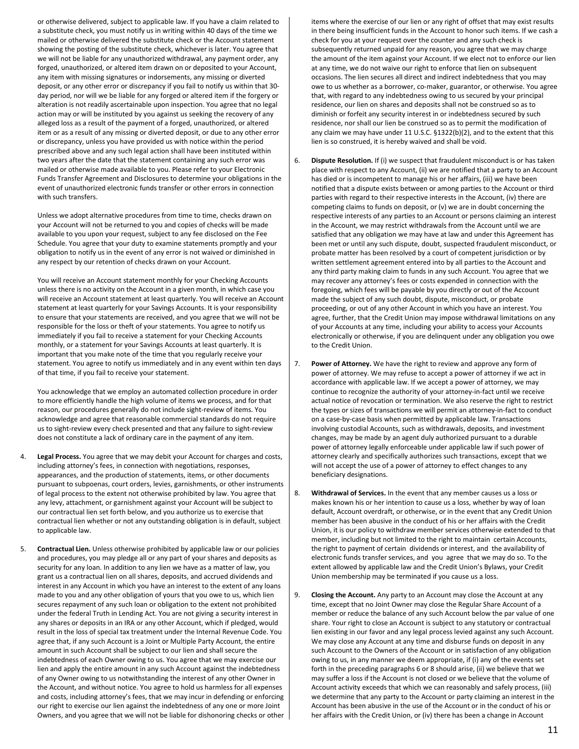or otherwise delivered, subject to applicable law. If you have a claim related to a substitute check, you must notify us in writing within 40 days of the time we mailed or otherwise delivered the substitute check or the Account statement showing the posting of the substitute check, whichever is later. You agree that we will not be liable for any unauthorized withdrawal, any payment order, any forged, unauthorized, or altered item drawn on or deposited to your Account, any item with missing signatures or indorsements, any missing or diverted deposit, or any other error or discrepancy if you fail to notify us within that 30-day period, nor will we be liable for any forged or altered item if the forgery or alteration is not readily ascertainable upon inspection. You agree that no legal action may or will be instituted by you against us seeking the recovery of any alleged loss as a result of the payment of a forged, unauthorized, or altered item or as a result of any missing or diverted deposit, or due to any other error or discrepancy, unless you have provided us with notice within the period prescribed above and any such legal action shall have been instituted within two years after the date that the statement containing any such error was mailed or otherwise made available to you. Please refer to your Electronic Funds Transfer Agreement and Disclosures to determine your obligations in the event of unauthorized electronic funds transfer or other errors in connection with such transfers.

Unless we adopt alternative procedures from time to time, checks drawn on your Account will not be returned to you and copies of checks will be made available to you upon your request, subject to any fee disclosed on the Fee Schedule. You agree that your duty to examine statements promptly and your obligation to notify us in the event of any error is not waived or diminished in any respect by our retention of checks drawn on your Account.

You will receive an Account statement monthly for your Checking Accounts unless there is no activity on the Account in a given month, in which case you will receive an Account statement at least quarterly. You will receive an Account statement at least quarterly for your Savings Accounts. It is your responsibility to ensure that your statements are received, and you agree that we will not be responsible for the loss or theft of your statements. You agree to notify us immediately if you fail to receive a statement for your Checking Accounts monthly, or a statement for your Savings Accounts at least quarterly. It is important that you make note of the time that you regularly receive your statement. You agree to notify us immediately and in any event within ten days of that time, if you fail to receive your statement.

You acknowledge that we employ an automated collection procedure in order to more efficiently handle the high volume of items we process, and for that reason, our procedures generally do not include sight-review of items. You acknowledge and agree that reasonable commercial standards do not require us to sight-review every check presented and that any failure to sight-review does not constitute a lack of ordinary care in the payment of any item.

4. **Legal Process.** You agree that we may debit your Account for charges and costs, including attorney's fees, in connection with negotiations, responses, appearances, and the production of statements, items, or other documents pursuant to subpoenas, court orders, levies, garnishments, or other instruments of legal process to the extent not otherwise prohibited by law. You agree that any levy, attachment, or garnishment against your Account will be subject to our contractual lien set forth below, and you authorize us to exercise that contractual lien whether or not any outstanding obligation is in default, subject to applicable law.

5. **Contractual Lien.** Unless otherwise prohibited by applicable law or our policies and procedures, you may pledge all or any part of your shares and deposits as security for any loan. In addition to any lien we have as a matter of law, you grant us a contractual lien on all shares, deposits, and accrued dividends and interest in any Account in which you have an interest to the extent of any loans made to you and any other obligation of yours that you owe to us, which lien secures repayment of any such loan or obligation to the extent not prohibited under the federal Truth in Lending Act. You are not giving a security interest in any shares or deposits in an IRA or any other Account, which if pledged, would result in the loss of special tax treatment under the Internal Revenue Code. You agree that, if any such Account is a Joint or Multiple Party Account, the entire amount in such Account shall be subject to our lien and shall secure the indebtedness of each Owner owing to us. You agree that we may exercise our lien and apply the entire amount in any such Account against the indebtedness of any Owner owing to us notwithstanding the interest of any other Owner in the Account, and without notice. You agree to hold us harmless for all expenses and costs, including attorney's fees, that we may incur in defending or enforcing our right to exercise our lien against the indebtedness of any one or more Joint Owners, and you agree that we will not be liable for dishonoring checks or other items where the exercise of our lien or any right of offset that may exist results in there being insufficient funds in the Account to honor such items. If we cash a check for you at your request over the counter and any such check is subsequently returned unpaid for any reason, you agree that we may charge the amount of the item against your Account. If we elect not to enforce our lien at any time, we do not waive our right to enforce that lien on subsequent occasions. The lien secures all direct and indirect indebtedness that you may owe to us whether as a borrower, co-maker, guarantor, or otherwise. You agree that, with regard to any indebtedness owing to us secured by your principal residence, our lien on shares and deposits shall not be construed so as to diminish or forfeit any security interest in or indebtedness secured by such residence, nor shall our lien be construed so as to permit the modification of any claim we may have under 11 U.S.C. §1322(b)(2), and to the extent that this lien is so construed, it is hereby waived and shall be void.

6. **Dispute Resolution.** If (i) we suspect that fraudulent misconduct is or has taken place with respect to any Account, (ii) we are notified that a party to an Account has died or is incompetent to manage his or her affairs, (iii) we have been notified that a dispute exists between or among parties to the Account or third parties with regard to their respective interests in the Account, (iv) there are competing claims to funds on deposit, or (v) we are in doubt concerning the respective interests of any parties to an Account or persons claiming an interest in the Account, we may restrict withdrawals from the Account until we are satisfied that any obligation we may have at law and under this Agreement has been met or until any such dispute, doubt, suspected fraudulent misconduct, or probate matter has been resolved by a court of competent jurisdiction or by written settlement agreement entered into by all parties to the Account and any third party making claim to funds in any such Account. You agree that we may recover any attorney's fees or costs expended in connection with the foregoing, which fees will be payable by you directly or out of the Account made the subject of any such doubt, dispute, misconduct, or probate proceeding, or out of any other Account in which you have an interest. You agree, further, that the Credit Union may impose withdrawal limitations on any of your Accounts at any time, including your ability to access your Accounts electronically or otherwise, if you are delinquent under any obligation you owe to the Credit Union.

7. **Power of Attorney.** We have the right to review and approve any form of power of attorney. We may refuse to accept a power of attorney if we act in accordance with applicable law. If we accept a power of attorney, we may continue to recognize the authority of your attorney-in-fact until we receive actual notice of revocation or termination. We also reserve the right to restrict the types or sizes of transactions we will permit an attorney-in-fact to conduct on a case-by-case basis when permitted by applicable law. Transactions involving custodial Accounts, such as withdrawals, deposits, and investment changes, may be made by an agent duly authorized pursuant to a durable power of attorney legally enforceable under applicable law if such power of attorney clearly and specifically authorizes such transactions, except that we will not accept the use of a power of attorney to effect changes to any beneficiary designations.

8. **Withdrawal of Services.** In the event that any member causes us a loss or makes known his or her intention to cause us a loss, whether by way of loan default, Account overdraft, or otherwise, or in the event that any Credit Union member has been abusive in the conduct of his or her affairs with the Credit Union, it is our policy to withdraw member services otherwise extended to that member, including but not limited to the right to maintain certain Accounts, the right to payment of certain dividends or interest, and the availability of electronic funds transfer services, and you agree that we may do so. To the extent allowed by applicable law and the Credit Union's Bylaws, your Credit Union membership may be terminated if you cause us a loss.

9. **Closing the Account.** Any party to an Account may close the Account at any time, except that no Joint Owner may close the Regular Share Account of a member or reduce the balance of any such Account below the par value of one share. Your right to close an Account is subject to any statutory or contractual lien existing in our favor and any legal process levied against any such Account. We may close any Account at any time and disburse funds on deposit in any such Account to the Owners of the Account or in satisfaction of any obligation owing to us, in any manner we deem appropriate, if (i) any of the events set forth in the preceding paragraphs 6 or 8 should arise, (ii) we believe that we may suffer a loss if the Account is not closed or we believe that the volume of Account activity exceeds that which we can reasonably and safely process, (iii) we determine that any party to the Account or party claiming an interest in the Account has been abusive in the use of the Account or in the conduct of his or her affairs with the Credit Union, or (iv) there has been a change in Account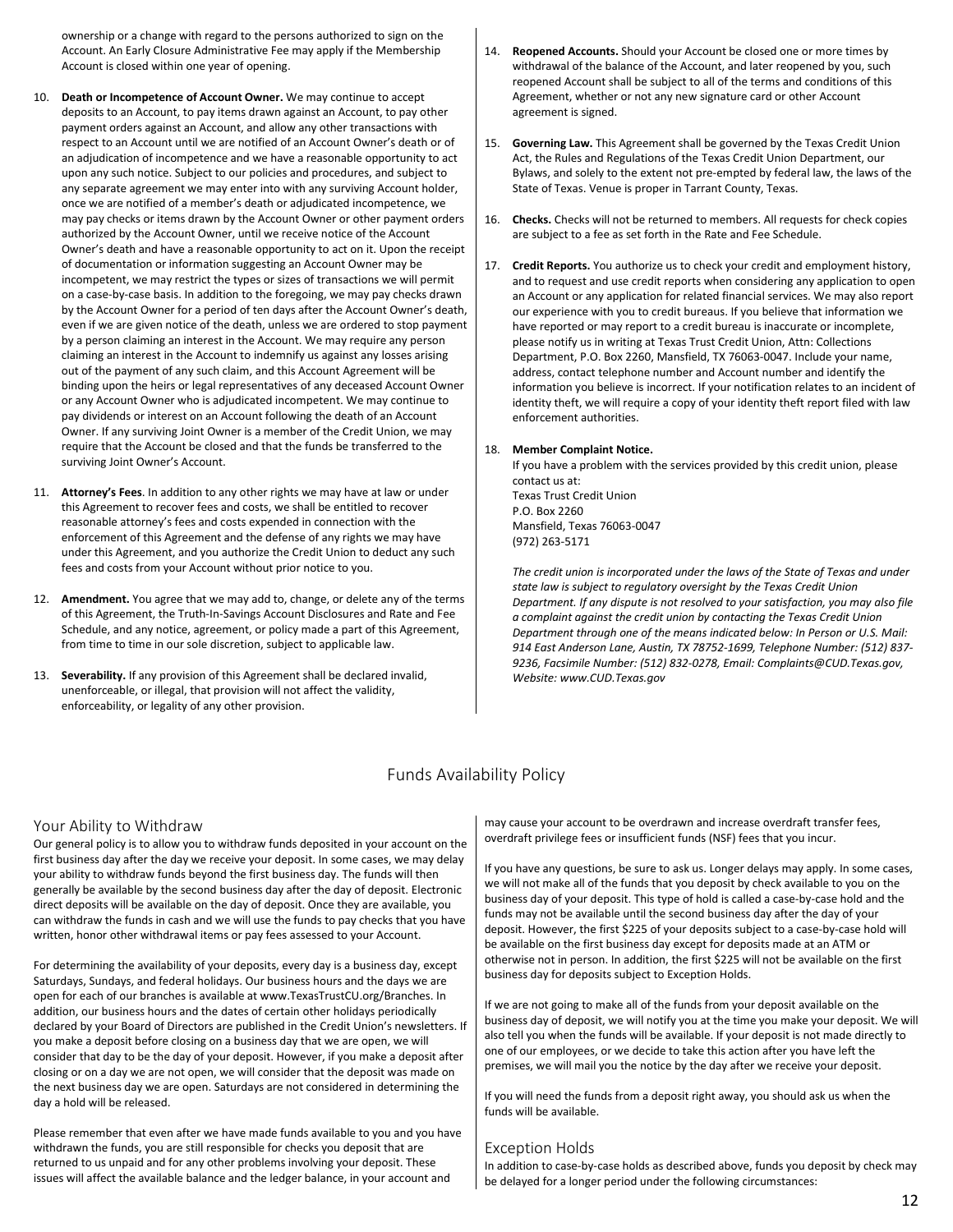ownership or a change with regard to the persons authorized to sign on the Account. An Early Closure Administrative Fee may apply if the Membership Account is closed within one year of opening.

10. **Death or Incompetence of Account Owner.** We may continue to accept deposits to an Account, to pay items drawn against an Account, to pay other payment orders against an Account, and allow any other transactions with respect to an Account until we are notified of an Account Owner's death or of an adjudication of incompetence and we have a reasonable opportunity to act upon any such notice. Subject to our policies and procedures, and subject to any separate agreement we may enter into with any surviving Account holder, once we are notified of a member's death or adjudicated incompetence, we may pay checks or items drawn by the Account Owner or other payment orders authorized by the Account Owner, until we receive notice of the Account Owner's death and have a reasonable opportunity to act on it. Upon the receipt of documentation or information suggesting an Account Owner may be incompetent, we may restrict the types or sizes of transactions we will permit on a case-by-case basis. In addition to the foregoing, we may pay checks drawn by the Account Owner for a period of ten days after the Account Owner's death, even if we are given notice of the death, unless we are ordered to stop payment by a person claiming an interest in the Account. We may require any person claiming an interest in the Account to indemnify us against any losses arising out of the payment of any such claim, and this Account Agreement will be binding upon the heirs or legal representatives of any deceased Account Owner or any Account Owner who is adjudicated incompetent. We may continue to pay dividends or interest on an Account following the death of an Account Owner. If any surviving Joint Owner is a member of the Credit Union, we may require that the Account be closed and that the funds be transferred to the surviving Joint Owner's Account.

11. **Attorney's Fees**. In addition to any other rights we may have at law or under this Agreement to recover fees and costs, we shall be entitled to recover reasonable attorney's fees and costs expended in connection with the enforcement of this Agreement and the defense of any rights we may have under this Agreement, and you authorize the Credit Union to deduct any such fees and costs from your Account without prior notice to you.

12. **Amendment.** You agree that we may add to, change, or delete any of the terms of this Agreement, the Truth-In-Savings Account Disclosures and Rate and Fee Schedule, and any notice, agreement, or policy made a part of this Agreement, from time to time in our sole discretion, subject to applicable law.

13. **Severability.** If any provision of this Agreement shall be declared invalid, unenforceable, or illegal, that provision will not affect the validity, enforceability, or legality of any other provision.

14. **Reopened Accounts.** Should your Account be closed one or more times by withdrawal of the balance of the Account, and later reopened by you, such reopened Account shall be subject to all of the terms and conditions of this Agreement, whether or not any new signature card or other Account agreement is signed.

15. **Governing Law.** This Agreement shall be governed by the Texas Credit Union Act, the Rules and Regulations of the Texas Credit Union Department, our Bylaws, and solely to the extent not pre-empted by federal law, the laws of the State of Texas. Venue is proper in Tarrant County, Texas.

16. **Checks.** Checks will not be returned to members. All requests for check copies are subject to a fee as set forth in the Rate and Fee Schedule.

17. **Credit Reports.** You authorize us to check your credit and employment history, and to request and use credit reports when considering any application to open an Account or any application for related financial services. We may also report our experience with you to credit bureaus. If you believe that information we have reported or may report to a credit bureau is inaccurate or incomplete, please notify us in writing at Texas Trust Credit Union, Attn: Collections Department, P.O. Box 2260, Mansfield, TX 76063-0047. Include your name, address, contact telephone number and Account number and identify the information you believe is incorrect. If your notification relates to an incident of identity theft, we will require a copy of your identity theft report filed with law enforcement authorities.

18. **Member Complaint Notice.**
    If you have a problem with the services provided by this credit union, please contact us at:
    Texas Trust Credit Union
    P.O. Box 2260
    Mansfield, Texas 76063-0047
    (972) 263-5171

    *The credit union is incorporated under the laws of the State of Texas and under state law is subject to regulatory oversight by the Texas Credit Union Department. If any dispute is not resolved to your satisfaction, you may also file a complaint against the credit union by contacting the Texas Credit Union Department through one of the means indicated below: In Person or U.S. Mail: 914 East Anderson Lane, Austin, TX 78752-1699, Telephone Number: (512) 837-9236, Facsimile Number: (512) 832-0278, Email: Complaints@CUD.Texas.gov, Website: www.CUD.Texas.gov*

# Funds Availability Policy

## Your Ability to Withdraw

Our general policy is to allow you to withdraw funds deposited in your account on the first business day after the day we receive your deposit. In some cases, we may delay your ability to withdraw funds beyond the first business day. The funds will then generally be available by the second business day after the day of deposit. Electronic direct deposits will be available on the day of deposit. Once they are available, you can withdraw the funds in cash and we will use the funds to pay checks that you have written, honor other withdrawal items or pay fees assessed to your Account.

For determining the availability of your deposits, every day is a business day, except Saturdays, Sundays, and federal holidays. Our business hours and the days we are open for each of our branches is available at www.TexasTrustCU.org/Branches. In addition, our business hours and the dates of certain other holidays periodically declared by your Board of Directors are published in the Credit Union's newsletters. If you make a deposit before closing on a business day that we are open, we will consider that day to be the day of your deposit. However, if you make a deposit after closing or on a day we are not open, we will consider that the deposit was made on the next business day we are open. Saturdays are not considered in determining the day a hold will be released.

Please remember that even after we have made funds available to you and you have withdrawn the funds, you are still responsible for checks you deposit that are returned to us unpaid and for any other problems involving your deposit. These issues will affect the available balance and the ledger balance, in your account and may cause your account to be overdrawn and increase overdraft transfer fees, overdraft privilege fees or insufficient funds (NSF) fees that you incur.

If you have any questions, be sure to ask us. Longer delays may apply. In some cases, we will not make all of the funds that you deposit by check available to you on the business day of your deposit. This type of hold is called a case-by-case hold and the funds may not be available until the second business day after the day of your deposit. However, the first $225 of your deposits subject to a case-by-case hold will be available on the first business day except for deposits made at an ATM or otherwise not in person. In addition, the first $225 will not be available on the first business day for deposits subject to Exception Holds.

If we are not going to make all of the funds from your deposit available on the business day of deposit, we will notify you at the time you make your deposit. We will also tell you when the funds will be available. If your deposit is not made directly to one of our employees, or we decide to take this action after you have left the premises, we will mail you the notice by the day after we receive your deposit.

If you will need the funds from a deposit right away, you should ask us when the funds will be available.

## Exception Holds

In addition to case-by-case holds as described above, funds you deposit by check may be delayed for a longer period under the following circumstances: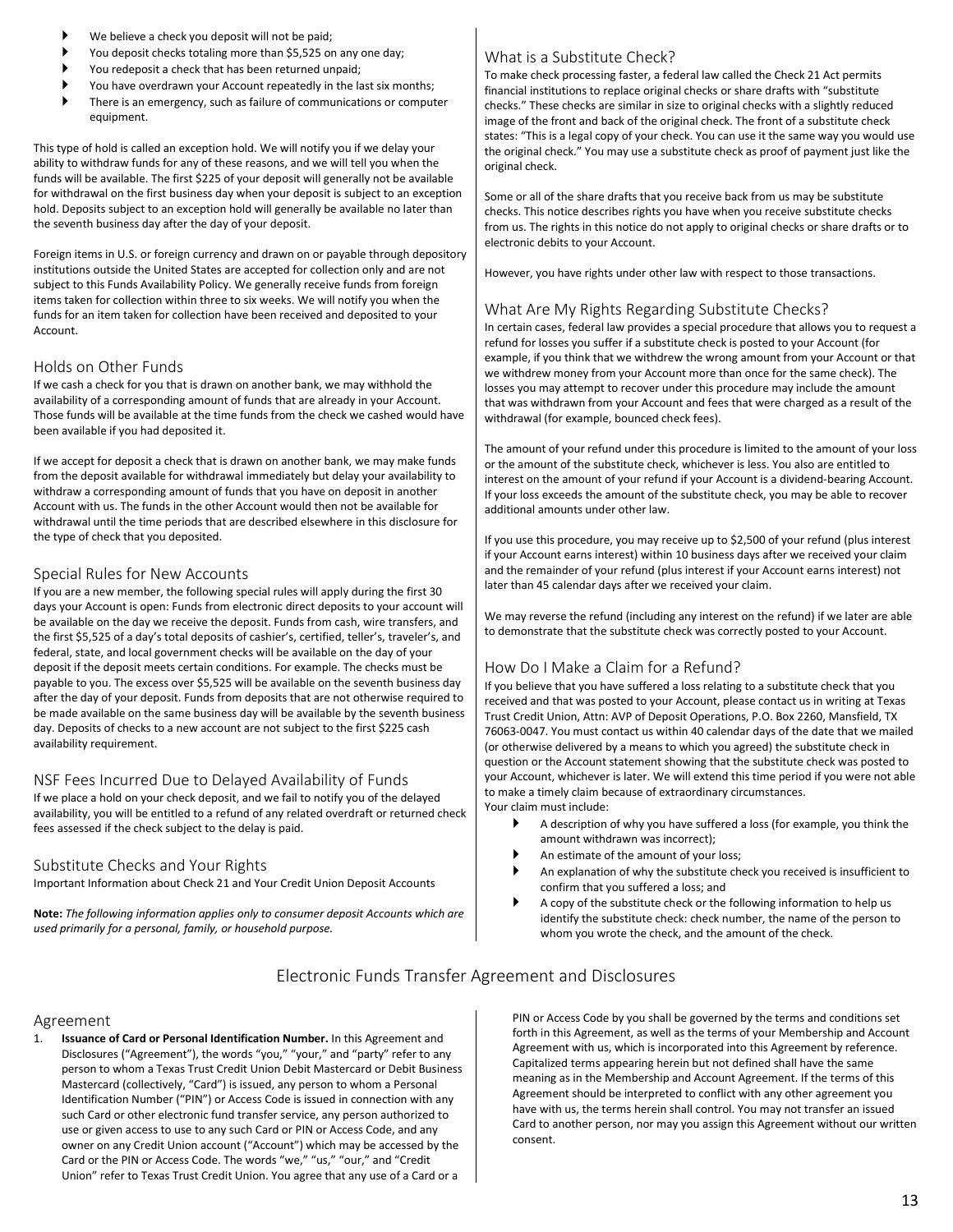- We believe a check you deposit will not be paid;
- You deposit checks totaling more than $5,525 on any one day;
- You redeposit a check that has been returned unpaid;
- You have overdrawn your Account repeatedly in the last six months;
- There is an emergency, such as failure of communications or computer equipment.

This type of hold is called an exception hold. We will notify you if we delay your ability to withdraw funds for any of these reasons, and we will tell you when the funds will be available. The first $225 of your deposit will generally not be available for withdrawal on the first business day when your deposit is subject to an exception hold. Deposits subject to an exception hold will generally be available no later than the seventh business day after the day of your deposit.

Foreign items in U.S. or foreign currency and drawn on or payable through depository institutions outside the United States are accepted for collection only and are not subject to this Funds Availability Policy. We generally receive funds from foreign items taken for collection within three to six weeks. We will notify you when the funds for an item taken for collection have been received and deposited to your Account.

## Holds on Other Funds

If we cash a check for you that is drawn on another bank, we may withhold the availability of a corresponding amount of funds that are already in your Account. Those funds will be available at the time funds from the check we cashed would have been available if you had deposited it.

If we accept for deposit a check that is drawn on another bank, we may make funds from the deposit available for withdrawal immediately but delay your availability to withdraw a corresponding amount of funds that you have on deposit in another Account with us. The funds in the other Account would then not be available for withdrawal until the time periods that are described elsewhere in this disclosure for the type of check that you deposited.

## Special Rules for New Accounts

If you are a new member, the following special rules will apply during the first 30 days your Account is open: Funds from electronic direct deposits to your account will be available on the day we receive the deposit. Funds from cash, wire transfers, and the first $5,525 of a day's total deposits of cashier's, certified, teller's, traveler's, and federal, state, and local government checks will be available on the day of your deposit if the deposit meets certain conditions. For example. The checks must be payable to you. The excess over $5,525 will be available on the seventh business day after the day of your deposit. Funds from deposits that are not otherwise required to be made available on the same business day will be available by the seventh business day. Deposits of checks to a new account are not subject to the first $225 cash availability requirement.

## NSF Fees Incurred Due to Delayed Availability of Funds

If we place a hold on your check deposit, and we fail to notify you of the delayed availability, you will be entitled to a refund of any related overdraft or returned check fees assessed if the check subject to the delay is paid.

## Substitute Checks and Your Rights

Important Information about Check 21 and Your Credit Union Deposit Accounts

**Note:** *The following information applies only to consumer deposit Accounts which are used primarily for a personal, family, or household purpose.*

## What is a Substitute Check?

To make check processing faster, a federal law called the Check 21 Act permits financial institutions to replace original checks or share drafts with "substitute checks." These checks are similar in size to original checks with a slightly reduced image of the front and back of the original check. The front of a substitute check states: "This is a legal copy of your check. You can use it the same way you would use the original check." You may use a substitute check as proof of payment just like the original check.

Some or all of the share drafts that you receive back from us may be substitute checks. This notice describes rights you have when you receive substitute checks from us. The rights in this notice do not apply to original checks or share drafts or to electronic debits to your Account.

However, you have rights under other law with respect to those transactions.

## What Are My Rights Regarding Substitute Checks?

In certain cases, federal law provides a special procedure that allows you to request a refund for losses you suffer if a substitute check is posted to your Account (for example, if you think that we withdrew the wrong amount from your Account or that we withdrew money from your Account more than once for the same check). The losses you may attempt to recover under this procedure may include the amount that was withdrawn from your Account and fees that were charged as a result of the withdrawal (for example, bounced check fees).

The amount of your refund under this procedure is limited to the amount of your loss or the amount of the substitute check, whichever is less. You also are entitled to interest on the amount of your refund if your Account is a dividend-bearing Account. If your loss exceeds the amount of the substitute check, you may be able to recover additional amounts under other law.

If you use this procedure, you may receive up to $2,500 of your refund (plus interest if your Account earns interest) within 10 business days after we received your claim and the remainder of your refund (plus interest if your Account earns interest) not later than 45 calendar days after we received your claim.

We may reverse the refund (including any interest on the refund) if we later are able to demonstrate that the substitute check was correctly posted to your Account.

## How Do I Make a Claim for a Refund?

If you believe that you have suffered a loss relating to a substitute check that you received and that was posted to your Account, please contact us in writing at Texas Trust Credit Union, Attn: AVP of Deposit Operations, P.O. Box 2260, Mansfield, TX 76063-0047. You must contact us within 40 calendar days of the date that we mailed (or otherwise delivered by a means to which you agreed) the substitute check in question or the Account statement showing that the substitute check was posted to your Account, whichever is later. We will extend this time period if you were not able to make a timely claim because of extraordinary circumstances.

Your claim must include:

- A description of why you have suffered a loss (for example, you think the amount withdrawn was incorrect);
- An estimate of the amount of your loss;
- An explanation of why the substitute check you received is insufficient to confirm that you suffered a loss; and
- A copy of the substitute check or the following information to help us identify the substitute check: check number, the name of the person to whom you wrote the check, and the amount of the check.

# Electronic Funds Transfer Agreement and Disclosures

## Agreement

1. **Issuance of Card or Personal Identification Number.** In this Agreement and Disclosures ("Agreement"), the words "you," "your," and "party" refer to any person to whom a Texas Trust Credit Union Debit Mastercard or Debit Business Mastercard (collectively, "Card") is issued, any person to whom a Personal Identification Number ("PIN") or Access Code is issued in connection with any such Card or other electronic fund transfer service, any person authorized to use or given access to use to any such Card or PIN or Access Code, and any owner on any Credit Union account ("Account") which may be accessed by the Card or the PIN or Access Code. The words "we," "us," "our," and "Credit Union" refer to Texas Trust Credit Union. You agree that any use of a Card or a PIN or Access Code by you shall be governed by the terms and conditions set forth in this Agreement, as well as the terms of your Membership and Account Agreement with us, which is incorporated into this Agreement by reference. Capitalized terms appearing herein but not defined shall have the same meaning as in the Membership and Account Agreement. If the terms of this Agreement should be interpreted to conflict with any other agreement you have with us, the terms herein shall control. You may not transfer an issued Card to another person, nor may you assign this Agreement without our written consent.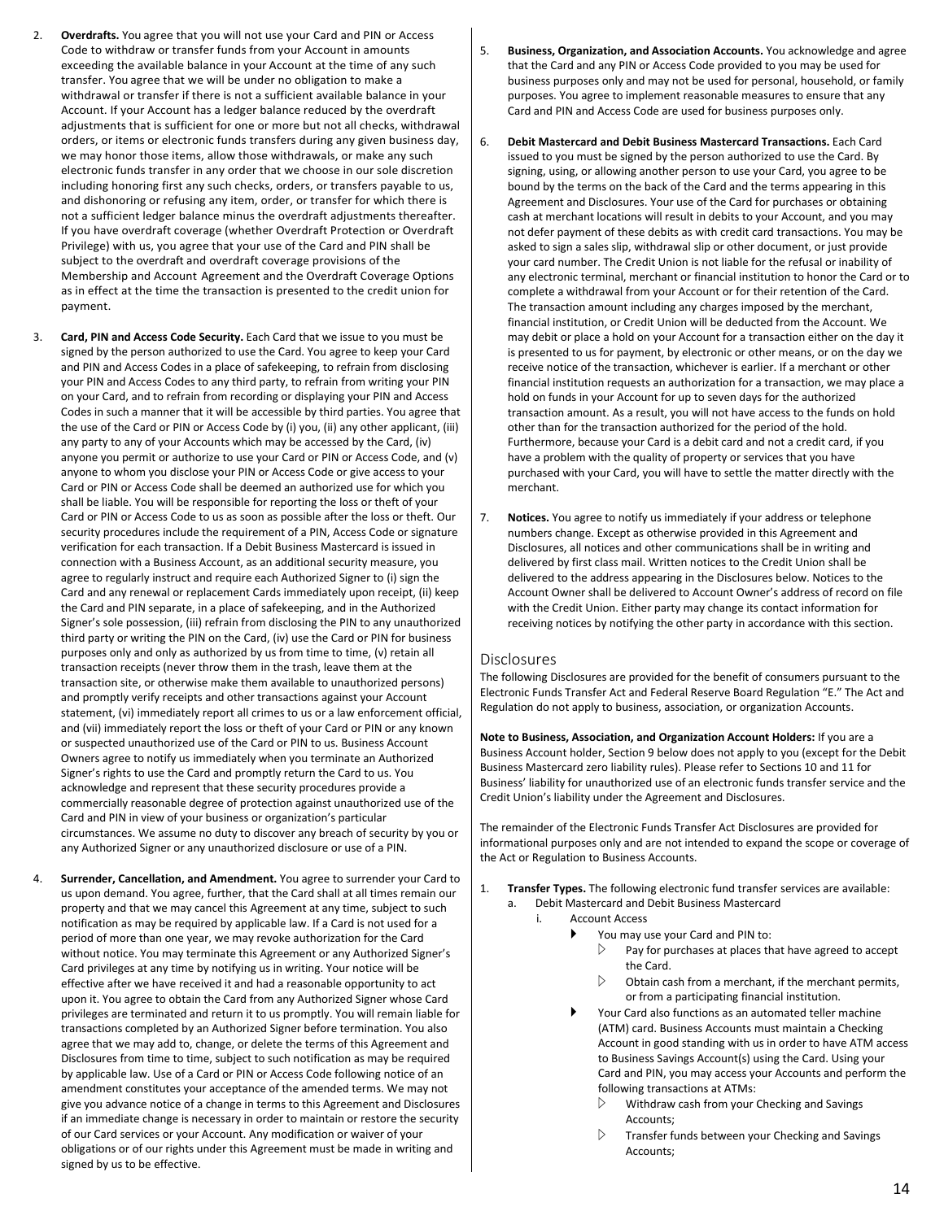2. **Overdrafts.** You agree that you will not use your Card and PIN or Access Code to withdraw or transfer funds from your Account in amounts exceeding the available balance in your Account at the time of any such transfer. You agree that we will be under no obligation to make a withdrawal or transfer if there is not a sufficient available balance in your Account. If your Account has a ledger balance reduced by the overdraft adjustments that is sufficient for one or more but not all checks, withdrawal orders, or items or electronic funds transfers during any given business day, we may honor those items, allow those withdrawals, or make any such electronic funds transfer in any order that we choose in our sole discretion including honoring first any such checks, orders, or transfers payable to us, and dishonoring or refusing any item, order, or transfer for which there is not a sufficient ledger balance minus the overdraft adjustments thereafter. If you have overdraft coverage (whether Overdraft Protection or Overdraft Privilege) with us, you agree that your use of the Card and PIN shall be subject to the overdraft and overdraft coverage provisions of the Membership and Account Agreement and the Overdraft Coverage Options as in effect at the time the transaction is presented to the credit union for payment.

3. **Card, PIN and Access Code Security.** Each Card that we issue to you must be signed by the person authorized to use the Card. You agree to keep your Card and PIN and Access Codes in a place of safekeeping, to refrain from disclosing your PIN and Access Codes to any third party, to refrain from writing your PIN on your Card, and to refrain from recording or displaying your PIN and Access Codes in such a manner that it will be accessible by third parties. You agree that the use of the Card or PIN or Access Code by (i) you, (ii) any other applicant, (iii) any party to any of your Accounts which may be accessed by the Card, (iv) anyone you permit or authorize to use your Card or PIN or Access Code, and (v) anyone to whom you disclose your PIN or Access Code or give access to your Card or PIN or Access Code shall be deemed an authorized use for which you shall be liable. You will be responsible for reporting the loss or theft of your Card or PIN or Access Code to us as soon as possible after the loss or theft. Our security procedures include the requirement of a PIN, Access Code or signature verification for each transaction. If a Debit Business Mastercard is issued in connection with a Business Account, as an additional security measure, you agree to regularly instruct and require each Authorized Signer to (i) sign the Card and any renewal or replacement Cards immediately upon receipt, (ii) keep the Card and PIN separate, in a place of safekeeping, and in the Authorized Signer's sole possession, (iii) refrain from disclosing the PIN to any unauthorized third party or writing the PIN on the Card, (iv) use the Card or PIN for business purposes only and only as authorized by us from time to time, (v) retain all transaction receipts (never throw them in the trash, leave them at the transaction site, or otherwise make them available to unauthorized persons) and promptly verify receipts and other transactions against your Account statement, (vi) immediately report all crimes to us or a law enforcement official, and (vii) immediately report the loss or theft of your Card or PIN or any known or suspected unauthorized use of the Card or PIN to us. Business Account Owners agree to notify us immediately when you terminate an Authorized Signer's rights to use the Card and promptly return the Card to us. You acknowledge and represent that these security procedures provide a commercially reasonable degree of protection against unauthorized use of the Card and PIN in view of your business or organization's particular circumstances. We assume no duty to discover any breach of security by you or any Authorized Signer or any unauthorized disclosure or use of a PIN.

4. **Surrender, Cancellation, and Amendment.** You agree to surrender your Card to us upon demand. You agree, further, that the Card shall at all times remain our property and that we may cancel this Agreement at any time, subject to such notification as may be required by applicable law. If a Card is not used for a period of more than one year, we may revoke authorization for the Card without notice. You may terminate this Agreement or any Authorized Signer's Card privileges at any time by notifying us in writing. Your notice will be effective after we have received it and had a reasonable opportunity to act upon it. You agree to obtain the Card from any Authorized Signer whose Card privileges are terminated and return it to us promptly. You will remain liable for transactions completed by an Authorized Signer before termination. You also agree that we may add to, change, or delete the terms of this Agreement and Disclosures from time to time, subject to such notification as may be required by applicable law. Use of a Card or PIN or Access Code following notice of an amendment constitutes your acceptance of the amended terms. We may not give you advance notice of a change in terms to this Agreement and Disclosures if an immediate change is necessary in order to maintain or restore the security of our Card services or your Account. Any modification or waiver of your obligations or of our rights under this Agreement must be made in writing and signed by us to be effective.

5. **Business, Organization, and Association Accounts.** You acknowledge and agree that the Card and any PIN or Access Code provided to you may be used for business purposes only and may not be used for personal, household, or family purposes. You agree to implement reasonable measures to ensure that any Card and PIN and Access Code are used for business purposes only.

6. **Debit Mastercard and Debit Business Mastercard Transactions.** Each Card issued to you must be signed by the person authorized to use the Card. By signing, using, or allowing another person to use your Card, you agree to be bound by the terms on the back of the Card and the terms appearing in this Agreement and Disclosures. Your use of the Card for purchases or obtaining cash at merchant locations will result in debits to your Account, and you may not defer payment of these debits as with credit card transactions. You may be asked to sign a sales slip, withdrawal slip or other document, or just provide your card number. The Credit Union is not liable for the refusal or inability of any electronic terminal, merchant or financial institution to honor the Card or to complete a withdrawal from your Account or for their retention of the Card. The transaction amount including any charges imposed by the merchant, financial institution, or Credit Union will be deducted from the Account. We may debit or place a hold on your Account for a transaction either on the day it is presented to us for payment, by electronic or other means, or on the day we receive notice of the transaction, whichever is earlier. If a merchant or other financial institution requests an authorization for a transaction, we may place a hold on funds in your Account for up to seven days for the authorized transaction amount. As a result, you will not have access to the funds on hold other than for the transaction authorized for the period of the hold. Furthermore, because your Card is a debit card and not a credit card, if you have a problem with the quality of property or services that you have purchased with your Card, you will have to settle the matter directly with the merchant.

7. **Notices.** You agree to notify us immediately if your address or telephone numbers change. Except as otherwise provided in this Agreement and Disclosures, all notices and other communications shall be in writing and delivered by first class mail. Written notices to the Credit Union shall be delivered to the address appearing in the Disclosures below. Notices to the Account Owner shall be delivered to Account Owner's address of record on file with the Credit Union. Either party may change its contact information for receiving notices by notifying the other party in accordance with this section.

## Disclosures

The following Disclosures are provided for the benefit of consumers pursuant to the Electronic Funds Transfer Act and Federal Reserve Board Regulation "E." The Act and Regulation do not apply to business, association, or organization Accounts.

**Note to Business, Association, and Organization Account Holders:** If you are a Business Account holder, Section 9 below does not apply to you (except for the Debit Business Mastercard zero liability rules). Please refer to Sections 10 and 11 for Business' liability for unauthorized use of an electronic funds transfer service and the Credit Union's liability under the Agreement and Disclosures.

The remainder of the Electronic Funds Transfer Act Disclosures are provided for informational purposes only and are not intended to expand the scope or coverage of the Act or Regulation to Business Accounts.

1. **Transfer Types.** The following electronic fund transfer services are available:
   a. Debit Mastercard and Debit Business Mastercard
      i. Account Access
         - You may use your Card and PIN to:
            - Pay for purchases at places that have agreed to accept the Card.
            - Obtain cash from a merchant, if the merchant permits, or from a participating financial institution.
         - Your Card also functions as an automated teller machine (ATM) card. Business Accounts must maintain a Checking Account in good standing with us in order to have ATM access to Business Savings Account(s) using the Card. Using your Card and PIN, you may access your Accounts and perform the following transactions at ATMs:
            - Withdraw cash from your Checking and Savings Accounts;
            - Transfer funds between your Checking and Savings Accounts;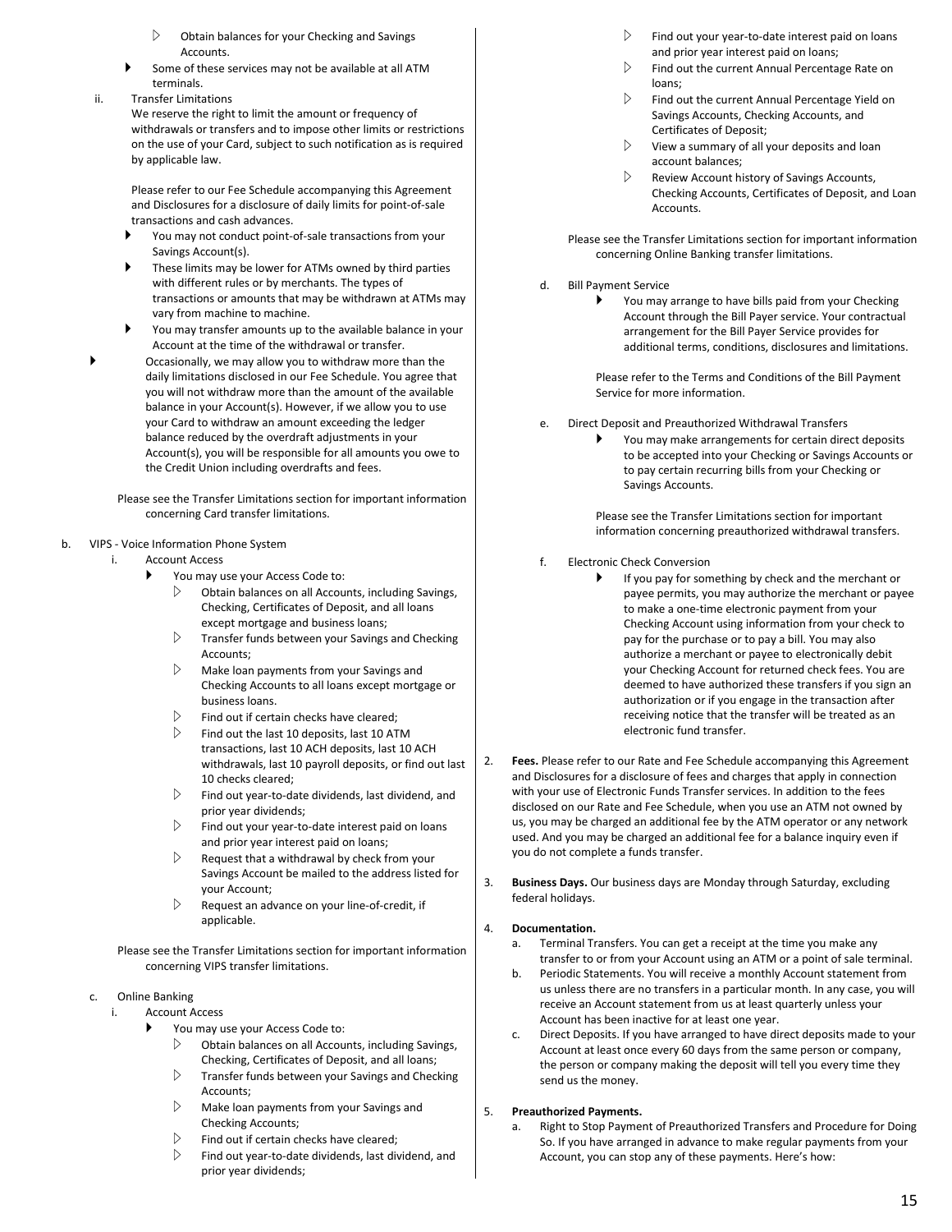- Obtain balances for your Checking and Savings Accounts.
- Some of these services may not be available at all ATM terminals.

ii. Transfer Limitations

We reserve the right to limit the amount or frequency of withdrawals or transfers and to impose other limits or restrictions on the use of your Card, subject to such notification as is required by applicable law.

Please refer to our Fee Schedule accompanying this Agreement and Disclosures for a disclosure of daily limits for point-of-sale transactions and cash advances.

- You may not conduct point-of-sale transactions from your Savings Account(s).
- These limits may be lower for ATMs owned by third parties with different rules or by merchants. The types of transactions or amounts that may be withdrawn at ATMs may vary from machine to machine.
- You may transfer amounts up to the available balance in your Account at the time of the withdrawal or transfer.
- Occasionally, we may allow you to withdraw more than the daily limitations disclosed in our Fee Schedule. You agree that you will not withdraw more than the amount of the available balance in your Account(s). However, if we allow you to use your Card to withdraw an amount exceeding the ledger balance reduced by the overdraft adjustments in your Account(s), you will be responsible for all amounts you owe to the Credit Union including overdrafts and fees.

Please see the Transfer Limitations section for important information concerning Card transfer limitations.

b. VIPS - Voice Information Phone System

i. Account Access

- You may use your Access Code to:
  - Obtain balances on all Accounts, including Savings, Checking, Certificates of Deposit, and all loans except mortgage and business loans;
  - Transfer funds between your Savings and Checking Accounts;
  - Make loan payments from your Savings and Checking Accounts to all loans except mortgage or business loans.
  - Find out if certain checks have cleared;
  - Find out the last 10 deposits, last 10 ATM transactions, last 10 ACH deposits, last 10 ACH withdrawals, last 10 payroll deposits, or find out last 10 checks cleared;
  - Find out year-to-date dividends, last dividend, and prior year dividends;
  - Find out your year-to-date interest paid on loans and prior year interest paid on loans;
  - Request that a withdrawal by check from your Savings Account be mailed to the address listed for your Account;
  - Request an advance on your line-of-credit, if applicable.

Please see the Transfer Limitations section for important information concerning VIPS transfer limitations.

c. Online Banking

i. Account Access

- You may use your Access Code to:
  - Obtain balances on all Accounts, including Savings, Checking, Certificates of Deposit, and all loans;
  - Transfer funds between your Savings and Checking Accounts;
  - Make loan payments from your Savings and Checking Accounts;
  - Find out if certain checks have cleared;
  - Find out year-to-date dividends, last dividend, and prior year dividends;
  - Find out your year-to-date interest paid on loans and prior year interest paid on loans;
  - Find out the current Annual Percentage Rate on loans;
  - Find out the current Annual Percentage Yield on Savings Accounts, Checking Accounts, and Certificates of Deposit;
  - View a summary of all your deposits and loan account balances;
  - Review Account history of Savings Accounts, Checking Accounts, Certificates of Deposit, and Loan Accounts.

Please see the Transfer Limitations section for important information concerning Online Banking transfer limitations.

d. Bill Payment Service

- You may arrange to have bills paid from your Checking Account through the Bill Payer service. Your contractual arrangement for the Bill Payer Service provides for additional terms, conditions, disclosures and limitations.

Please refer to the Terms and Conditions of the Bill Payment Service for more information.

e. Direct Deposit and Preauthorized Withdrawal Transfers

- You may make arrangements for certain direct deposits to be accepted into your Checking or Savings Accounts or to pay certain recurring bills from your Checking or Savings Accounts.

Please see the Transfer Limitations section for important information concerning preauthorized withdrawal transfers.

f. Electronic Check Conversion

- If you pay for something by check and the merchant or payee permits, you may authorize the merchant or payee to make a one-time electronic payment from your Checking Account using information from your check to pay for the purchase or to pay a bill. You may also authorize a merchant or payee to electronically debit your Checking Account for returned check fees. You are deemed to have authorized these transfers if you sign an authorization or if you engage in the transaction after receiving notice that the transfer will be treated as an electronic fund transfer.

2. **Fees.** Please refer to our Rate and Fee Schedule accompanying this Agreement and Disclosures for a disclosure of fees and charges that apply in connection with your use of Electronic Funds Transfer services. In addition to the fees disclosed on our Rate and Fee Schedule, when you use an ATM not owned by us, you may be charged an additional fee by the ATM operator or any network used. And you may be charged an additional fee for a balance inquiry even if you do not complete a funds transfer.

3. **Business Days.** Our business days are Monday through Saturday, excluding federal holidays.

4. **Documentation.**

   a. Terminal Transfers. You can get a receipt at the time you make any transfer to or from your Account using an ATM or a point of sale terminal.

   b. Periodic Statements. You will receive a monthly Account statement from us unless there are no transfers in a particular month. In any case, you will receive an Account statement from us at least quarterly unless your Account has been inactive for at least one year.

   c. Direct Deposits. If you have arranged to have direct deposits made to your Account at least once every 60 days from the same person or company, the person or company making the deposit will tell you every time they send us the money.

5. **Preauthorized Payments.**

   a. Right to Stop Payment of Preauthorized Transfers and Procedure for Doing So. If you have arranged in advance to make regular payments from your Account, you can stop any of these payments. Here's how: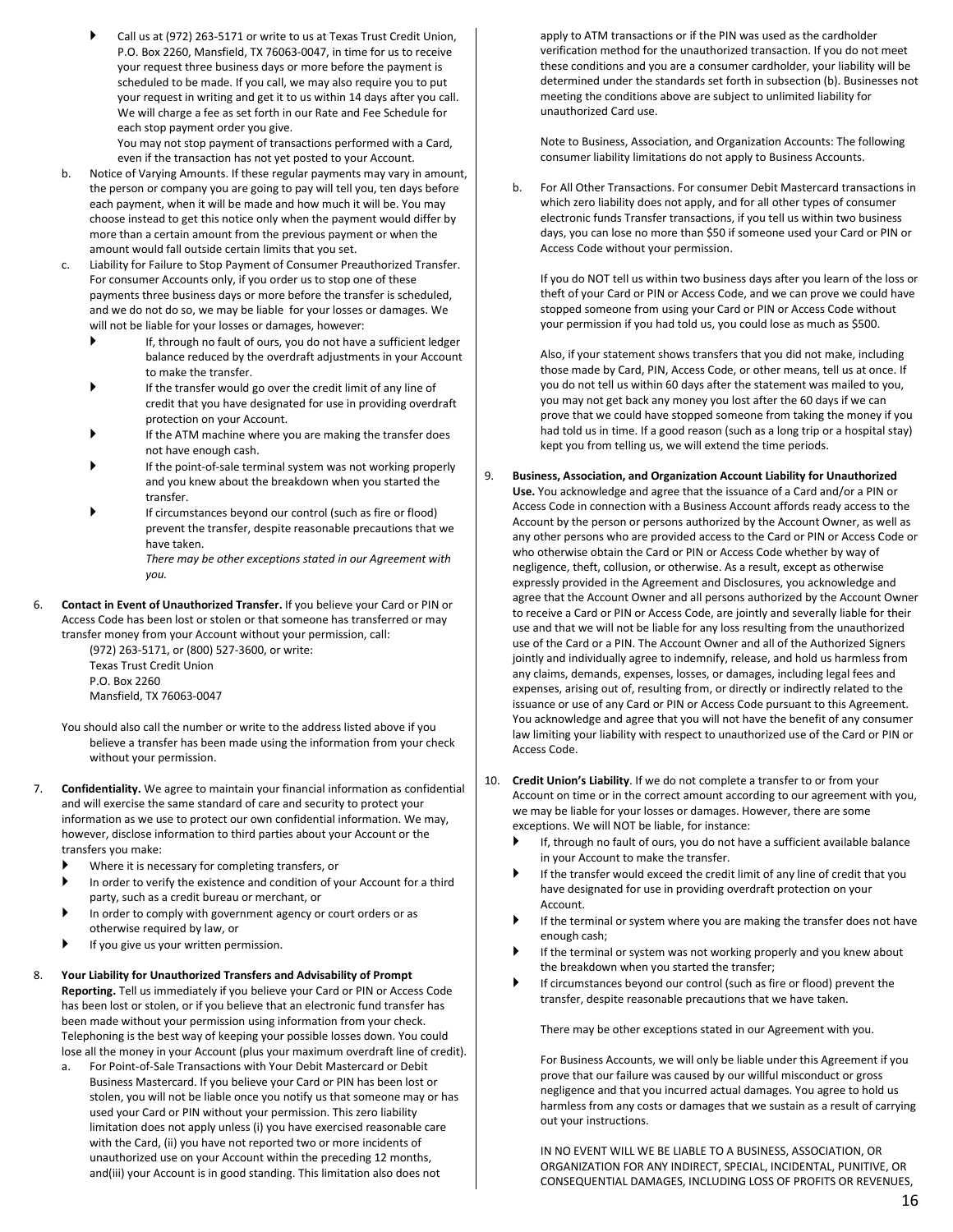- Call us at (972) 263-5171 or write to us at Texas Trust Credit Union, P.O. Box 2260, Mansfield, TX 76063-0047, in time for us to receive your request three business days or more before the payment is scheduled to be made. If you call, we may also require you to put your request in writing and get it to us within 14 days after you call. We will charge a fee as set forth in our Rate and Fee Schedule for each stop payment order you give.
  You may not stop payment of transactions performed with a Card, even if the transaction has not yet posted to your Account.

b. Notice of Varying Amounts. If these regular payments may vary in amount, the person or company you are going to pay will tell you, ten days before each payment, when it will be made and how much it will be. You may choose instead to get this notice only when the payment would differ by more than a certain amount from the previous payment or when the amount would fall outside certain limits that you set.

c. Liability for Failure to Stop Payment of Consumer Preauthorized Transfer. For consumer Accounts only, if you order us to stop one of these payments three business days or more before the transfer is scheduled, and we do not do so, we may be liable for your losses or damages. We will not be liable for your losses or damages, however:
   - If, through no fault of ours, you do not have a sufficient ledger balance reduced by the overdraft adjustments in your Account to make the transfer.
   - If the transfer would go over the credit limit of any line of credit that you have designated for use in providing overdraft protection on your Account.
   - If the ATM machine where you are making the transfer does not have enough cash.
   - If the point-of-sale terminal system was not working properly and you knew about the breakdown when you started the transfer.
   - If circumstances beyond our control (such as fire or flood) prevent the transfer, despite reasonable precautions that we have taken.

   *There may be other exceptions stated in our Agreement with you.*

6. **Contact in Event of Unauthorized Transfer.** If you believe your Card or PIN or Access Code has been lost or stolen or that someone has transferred or may transfer money from your Account without your permission, call:

   (972) 263-5171, or (800) 527-3600, or write:
   Texas Trust Credit Union
   P.O. Box 2260
   Mansfield, TX 76063-0047

   You should also call the number or write to the address listed above if you believe a transfer has been made using the information from your check without your permission.

7. **Confidentiality.** We agree to maintain your financial information as confidential and will exercise the same standard of care and security to protect your information as we use to protect our own confidential information. We may, however, disclose information to third parties about your Account or the transfers you make:
   - Where it is necessary for completing transfers, or
   - In order to verify the existence and condition of your Account for a third party, such as a credit bureau or merchant, or
   - In order to comply with government agency or court orders or as otherwise required by law, or
   - If you give us your written permission.

8. **Your Liability for Unauthorized Transfers and Advisability of Prompt Reporting.** Tell us immediately if you believe your Card or PIN or Access Code has been lost or stolen, or if you believe that an electronic fund transfer has been made without your permission using information from your check. Telephoning is the best way of keeping your possible losses down. You could lose all the money in your Account (plus your maximum overdraft line of credit).

   a. For Point-of-Sale Transactions with Your Debit Mastercard or Debit Business Mastercard. If you believe your Card or PIN has been lost or stolen, you will not be liable once you notify us that someone may or has used your Card or PIN without your permission. This zero liability limitation does not apply unless (i) you have exercised reasonable care with the Card, (ii) you have not reported two or more incidents of unauthorized use on your Account within the preceding 12 months, and(iii) your Account is in good standing. This limitation also does not apply to ATM transactions or if the PIN was used as the cardholder verification method for the unauthorized transaction. If you do not meet these conditions and you are a consumer cardholder, your liability will be determined under the standards set forth in subsection (b). Businesses not meeting the conditions above are subject to unlimited liability for unauthorized Card use.

   Note to Business, Association, and Organization Accounts: The following consumer liability limitations do not apply to Business Accounts.

   b. For All Other Transactions. For consumer Debit Mastercard transactions in which zero liability does not apply, and for all other types of consumer electronic funds Transfer transactions, if you tell us within two business days, you can lose no more than $50 if someone used your Card or PIN or Access Code without your permission.

   If you do NOT tell us within two business days after you learn of the loss or theft of your Card or PIN or Access Code, and we can prove we could have stopped someone from using your Card or PIN or Access Code without your permission if you had told us, you could lose as much as $500.

   Also, if your statement shows transfers that you did not make, including those made by Card, PIN, Access Code, or other means, tell us at once. If you do not tell us within 60 days after the statement was mailed to you, you may not get back any money you lost after the 60 days if we can prove that we could have stopped someone from taking the money if you had told us in time. If a good reason (such as a long trip or a hospital stay) kept you from telling us, we will extend the time periods.

9. **Business, Association, and Organization Account Liability for Unauthorized Use.** You acknowledge and agree that the issuance of a Card and/or a PIN or Access Code in connection with a Business Account affords ready access to the Account by the person or persons authorized by the Account Owner, as well as any other persons who are provided access to the Card or PIN or Access Code or who otherwise obtain the Card or PIN or Access Code whether by way of negligence, theft, collusion, or otherwise. As a result, except as otherwise expressly provided in the Agreement and Disclosures, you acknowledge and agree that the Account Owner and all persons authorized by the Account Owner to receive a Card or PIN or Access Code, are jointly and severally liable for their use and that we will not be liable for any loss resulting from the unauthorized use of the Card or a PIN. The Account Owner and all of the Authorized Signers jointly and individually agree to indemnify, release, and hold us harmless from any claims, demands, expenses, losses, or damages, including legal fees and expenses, arising out of, resulting from, or directly or indirectly related to the issuance or use of any Card or PIN or Access Code pursuant to this Agreement. You acknowledge and agree that you will not have the benefit of any consumer law limiting your liability with respect to unauthorized use of the Card or PIN or Access Code.

10. **Credit Union's Liability**. If we do not complete a transfer to or from your Account on time or in the correct amount according to our agreement with you, we may be liable for your losses or damages. However, there are some exceptions. We will NOT be liable, for instance:
    - If, through no fault of ours, you do not have a sufficient available balance in your Account to make the transfer.
    - If the transfer would exceed the credit limit of any line of credit that you have designated for use in providing overdraft protection on your Account.
    - If the terminal or system where you are making the transfer does not have enough cash;
    - If the terminal or system was not working properly and you knew about the breakdown when you started the transfer;
    - If circumstances beyond our control (such as fire or flood) prevent the transfer, despite reasonable precautions that we have taken.

    There may be other exceptions stated in our Agreement with you.

    For Business Accounts, we will only be liable under this Agreement if you prove that our failure was caused by our willful misconduct or gross negligence and that you incurred actual damages. You agree to hold us harmless from any costs or damages that we sustain as a result of carrying out your instructions.

    IN NO EVENT WILL WE BE LIABLE TO A BUSINESS, ASSOCIATION, OR ORGANIZATION FOR ANY INDIRECT, SPECIAL, INCIDENTAL, PUNITIVE, OR CONSEQUENTIAL DAMAGES, INCLUDING LOSS OF PROFITS OR REVENUES,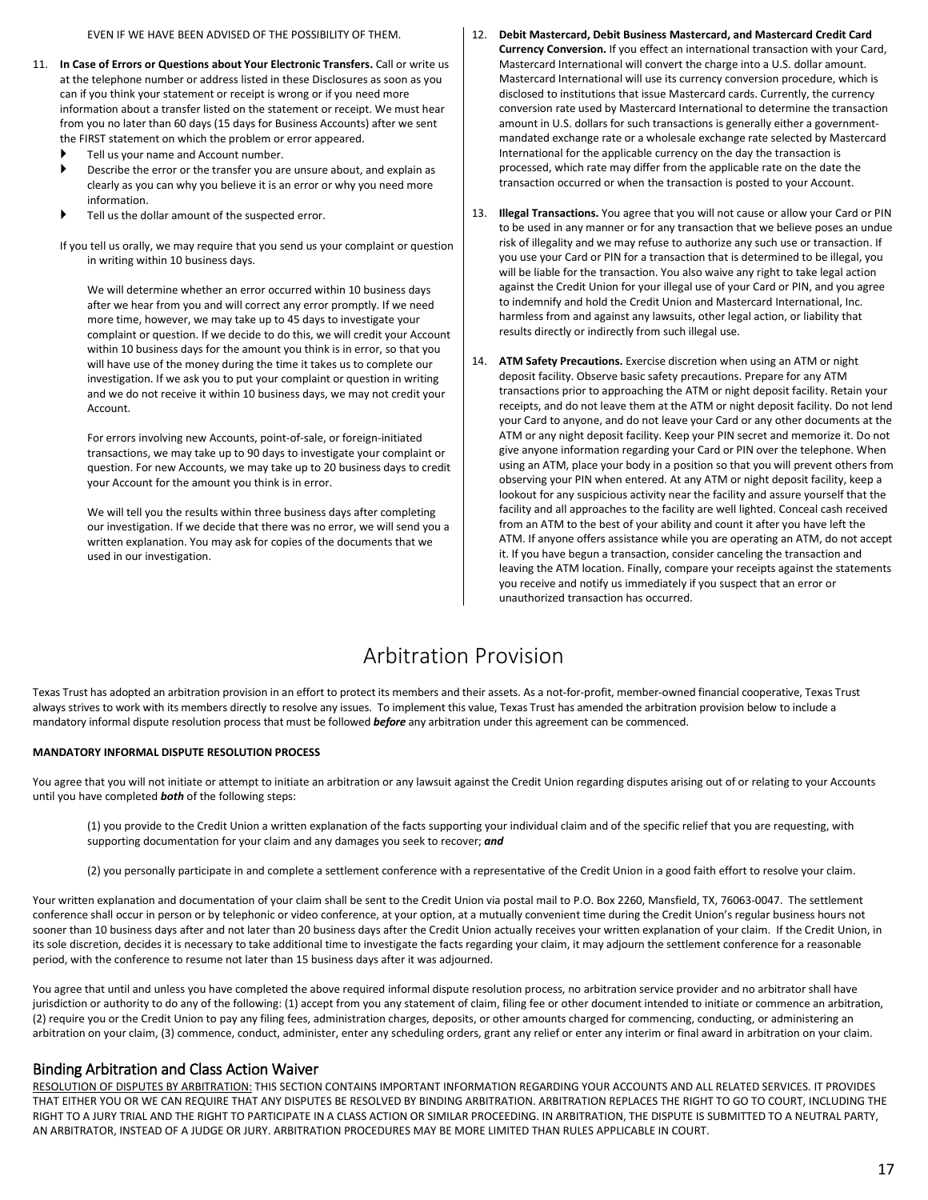EVEN IF WE HAVE BEEN ADVISED OF THE POSSIBILITY OF THEM.

11. **In Case of Errors or Questions about Your Electronic Transfers.** Call or write us at the telephone number or address listed in these Disclosures as soon as you can if you think your statement or receipt is wrong or if you need more information about a transfer listed on the statement or receipt. We must hear from you no later than 60 days (15 days for Business Accounts) after we sent the FIRST statement on which the problem or error appeared.
    - Tell us your name and Account number.
    - Describe the error or the transfer you are unsure about, and explain as clearly as you can why you believe it is an error or why you need more information.
    - Tell us the dollar amount of the suspected error.

    If you tell us orally, we may require that you send us your complaint or question in writing within 10 business days.

    We will determine whether an error occurred within 10 business days after we hear from you and will correct any error promptly. If we need more time, however, we may take up to 45 days to investigate your complaint or question. If we decide to do this, we will credit your Account within 10 business days for the amount you think is in error, so that you will have use of the money during the time it takes us to complete our investigation. If we ask you to put your complaint or question in writing and we do not receive it within 10 business days, we may not credit your Account.

    For errors involving new Accounts, point-of-sale, or foreign-initiated transactions, we may take up to 90 days to investigate your complaint or question. For new Accounts, we may take up to 20 business days to credit your Account for the amount you think is in error.

    We will tell you the results within three business days after completing our investigation. If we decide that there was no error, we will send you a written explanation. You may ask for copies of the documents that we used in our investigation.

12. **Debit Mastercard, Debit Business Mastercard, and Mastercard Credit Card Currency Conversion.** If you effect an international transaction with your Card, Mastercard International will convert the charge into a U.S. dollar amount. Mastercard International will use its currency conversion procedure, which is disclosed to institutions that issue Mastercard cards. Currently, the currency conversion rate used by Mastercard International to determine the transaction amount in U.S. dollars for such transactions is generally either a government-mandated exchange rate or a wholesale exchange rate selected by Mastercard International for the applicable currency on the day the transaction is processed, which rate may differ from the applicable rate on the date the transaction occurred or when the transaction is posted to your Account.

13. **Illegal Transactions.** You agree that you will not cause or allow your Card or PIN to be used in any manner or for any transaction that we believe poses an undue risk of illegality and we may refuse to authorize any such use or transaction. If you use your Card or PIN for a transaction that is determined to be illegal, you will be liable for the transaction. You also waive any right to take legal action against the Credit Union for your illegal use of your Card or PIN, and you agree to indemnify and hold the Credit Union and Mastercard International, Inc. harmless from and against any lawsuits, other legal action, or liability that results directly or indirectly from such illegal use.

14. **ATM Safety Precautions.** Exercise discretion when using an ATM or night deposit facility. Observe basic safety precautions. Prepare for any ATM transactions prior to approaching the ATM or night deposit facility. Retain your receipts, and do not leave them at the ATM or night deposit facility. Do not lend your Card to anyone, and do not leave your Card or any other documents at the ATM or any night deposit facility. Keep your PIN secret and memorize it. Do not give anyone information regarding your Card or PIN over the telephone. When using an ATM, place your body in a position so that you will prevent others from observing your PIN when entered. At any ATM or night deposit facility, keep a lookout for any suspicious activity near the facility and assure yourself that the facility and all approaches to the facility are well lighted. Conceal cash received from an ATM to the best of your ability and count it after you have left the ATM. If anyone offers assistance while you are operating an ATM, do not accept it. If you have begun a transaction, consider canceling the transaction and leaving the ATM location. Finally, compare your receipts against the statements you receive and notify us immediately if you suspect that an error or unauthorized transaction has occurred.

# Arbitration Provision

Texas Trust has adopted an arbitration provision in an effort to protect its members and their assets. As a not-for-profit, member-owned financial cooperative, Texas Trust always strives to work with its members directly to resolve any issues. To implement this value, Texas Trust has amended the arbitration provision below to include a mandatory informal dispute resolution process that must be followed ***before*** any arbitration under this agreement can be commenced.

**MANDATORY INFORMAL DISPUTE RESOLUTION PROCESS**

You agree that you will not initiate or attempt to initiate an arbitration or any lawsuit against the Credit Union regarding disputes arising out of or relating to your Accounts until you have completed ***both*** of the following steps:

(1) you provide to the Credit Union a written explanation of the facts supporting your individual claim and of the specific relief that you are requesting, with supporting documentation for your claim and any damages you seek to recover; ***and***

(2) you personally participate in and complete a settlement conference with a representative of the Credit Union in a good faith effort to resolve your claim.

Your written explanation and documentation of your claim shall be sent to the Credit Union via postal mail to P.O. Box 2260, Mansfield, TX, 76063-0047. The settlement conference shall occur in person or by telephonic or video conference, at your option, at a mutually convenient time during the Credit Union's regular business hours not sooner than 10 business days after and not later than 20 business days after the Credit Union actually receives your written explanation of your claim. If the Credit Union, in its sole discretion, decides it is necessary to take additional time to investigate the facts regarding your claim, it may adjourn the settlement conference for a reasonable period, with the conference to resume not later than 15 business days after it was adjourned.

You agree that until and unless you have completed the above required informal dispute resolution process, no arbitration service provider and no arbitrator shall have jurisdiction or authority to do any of the following: (1) accept from you any statement of claim, filing fee or other document intended to initiate or commence an arbitration, (2) require you or the Credit Union to pay any filing fees, administration charges, deposits, or other amounts charged for commencing, conducting, or administering an arbitration on your claim, (3) commence, conduct, administer, enter any scheduling orders, grant any relief or enter any interim or final award in arbitration on your claim.

## Binding Arbitration and Class Action Waiver

RESOLUTION OF DISPUTES BY ARBITRATION: THIS SECTION CONTAINS IMPORTANT INFORMATION REGARDING YOUR ACCOUNTS AND ALL RELATED SERVICES. IT PROVIDES THAT EITHER YOU OR WE CAN REQUIRE THAT ANY DISPUTES BE RESOLVED BY BINDING ARBITRATION. ARBITRATION REPLACES THE RIGHT TO GO TO COURT, INCLUDING THE RIGHT TO A JURY TRIAL AND THE RIGHT TO PARTICIPATE IN A CLASS ACTION OR SIMILAR PROCEEDING. IN ARBITRATION, THE DISPUTE IS SUBMITTED TO A NEUTRAL PARTY, AN ARBITRATOR, INSTEAD OF A JUDGE OR JURY. ARBITRATION PROCEDURES MAY BE MORE LIMITED THAN RULES APPLICABLE IN COURT.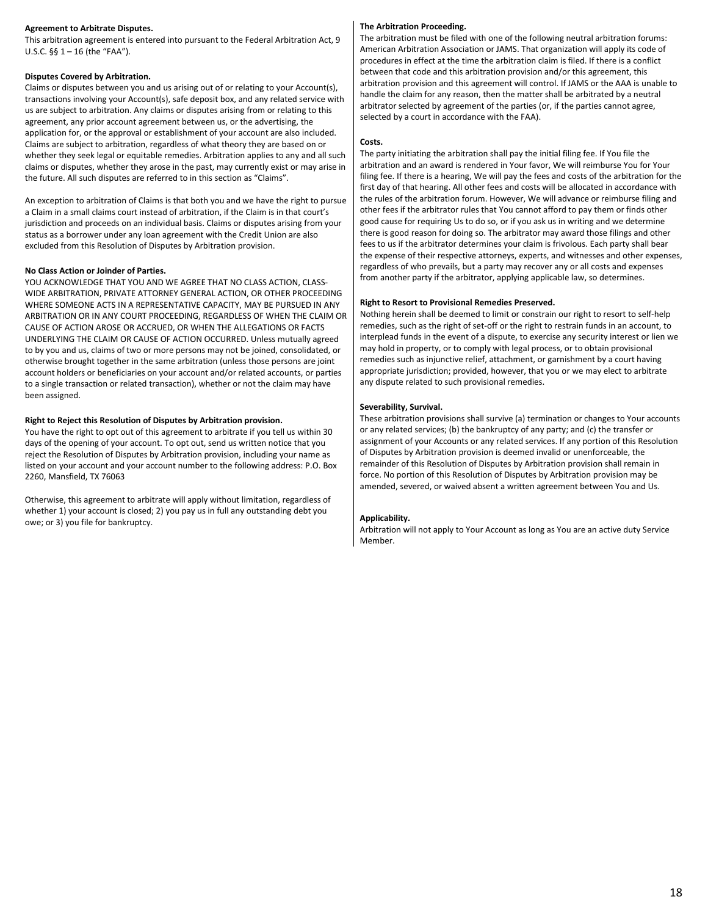**Agreement to Arbitrate Disputes.**
This arbitration agreement is entered into pursuant to the Federal Arbitration Act, 9 U.S.C. §§ 1 – 16 (the "FAA").

**Disputes Covered by Arbitration.**
Claims or disputes between you and us arising out of or relating to your Account(s), transactions involving your Account(s), safe deposit box, and any related service with us are subject to arbitration. Any claims or disputes arising from or relating to this agreement, any prior account agreement between us, or the advertising, the application for, or the approval or establishment of your account are also included. Claims are subject to arbitration, regardless of what theory they are based on or whether they seek legal or equitable remedies. Arbitration applies to any and all such claims or disputes, whether they arose in the past, may currently exist or may arise in the future. All such disputes are referred to in this section as "Claims".

An exception to arbitration of Claims is that both you and we have the right to pursue a Claim in a small claims court instead of arbitration, if the Claim is in that court's jurisdiction and proceeds on an individual basis. Claims or disputes arising from your status as a borrower under any loan agreement with the Credit Union are also excluded from this Resolution of Disputes by Arbitration provision.

**No Class Action or Joinder of Parties.**
YOU ACKNOWLEDGE THAT YOU AND WE AGREE THAT NO CLASS ACTION, CLASS-WIDE ARBITRATION, PRIVATE ATTORNEY GENERAL ACTION, OR OTHER PROCEEDING WHERE SOMEONE ACTS IN A REPRESENTATIVE CAPACITY, MAY BE PURSUED IN ANY ARBITRATION OR IN ANY COURT PROCEEDING, REGARDLESS OF WHEN THE CLAIM OR CAUSE OF ACTION AROSE OR ACCRUED, OR WHEN THE ALLEGATIONS OR FACTS UNDERLYING THE CLAIM OR CAUSE OF ACTION OCCURRED. Unless mutually agreed to by you and us, claims of two or more persons may not be joined, consolidated, or otherwise brought together in the same arbitration (unless those persons are joint account holders or beneficiaries on your account and/or related accounts, or parties to a single transaction or related transaction), whether or not the claim may have been assigned.

**Right to Reject this Resolution of Disputes by Arbitration provision.**
You have the right to opt out of this agreement to arbitrate if you tell us within 30 days of the opening of your account. To opt out, send us written notice that you reject the Resolution of Disputes by Arbitration provision, including your name as listed on your account and your account number to the following address: P.O. Box 2260, Mansfield, TX 76063

Otherwise, this agreement to arbitrate will apply without limitation, regardless of whether 1) your account is closed; 2) you pay us in full any outstanding debt you owe; or 3) you file for bankruptcy.

**The Arbitration Proceeding.**
The arbitration must be filed with one of the following neutral arbitration forums: American Arbitration Association or JAMS. That organization will apply its code of procedures in effect at the time the arbitration claim is filed. If there is a conflict between that code and this arbitration provision and/or this agreement, this arbitration provision and this agreement will control. If JAMS or the AAA is unable to handle the claim for any reason, then the matter shall be arbitrated by a neutral arbitrator selected by agreement of the parties (or, if the parties cannot agree, selected by a court in accordance with the FAA).

**Costs.**
The party initiating the arbitration shall pay the initial filing fee. If You file the arbitration and an award is rendered in Your favor, We will reimburse You for Your filing fee. If there is a hearing, We will pay the fees and costs of the arbitration for the first day of that hearing. All other fees and costs will be allocated in accordance with the rules of the arbitration forum. However, We will advance or reimburse filing and other fees if the arbitrator rules that You cannot afford to pay them or finds other good cause for requiring Us to do so, or if you ask us in writing and we determine there is good reason for doing so. The arbitrator may award those filings and other fees to us if the arbitrator determines your claim is frivolous. Each party shall bear the expense of their respective attorneys, experts, and witnesses and other expenses, regardless of who prevails, but a party may recover any or all costs and expenses from another party if the arbitrator, applying applicable law, so determines.

**Right to Resort to Provisional Remedies Preserved.**
Nothing herein shall be deemed to limit or constrain our right to resort to self-help remedies, such as the right of set-off or the right to restrain funds in an account, to interplead funds in the event of a dispute, to exercise any security interest or lien we may hold in property, or to comply with legal process, or to obtain provisional remedies such as injunctive relief, attachment, or garnishment by a court having appropriate jurisdiction; provided, however, that you or we may elect to arbitrate any dispute related to such provisional remedies.

**Severability, Survival.**
These arbitration provisions shall survive (a) termination or changes to Your accounts or any related services; (b) the bankruptcy of any party; and (c) the transfer or assignment of your Accounts or any related services. If any portion of this Resolution of Disputes by Arbitration provision is deemed invalid or unenforceable, the remainder of this Resolution of Disputes by Arbitration provision shall remain in force. No portion of this Resolution of Disputes by Arbitration provision may be amended, severed, or waived absent a written agreement between You and Us.

**Applicability.**
Arbitration will not apply to Your Account as long as You are an active duty Service Member.